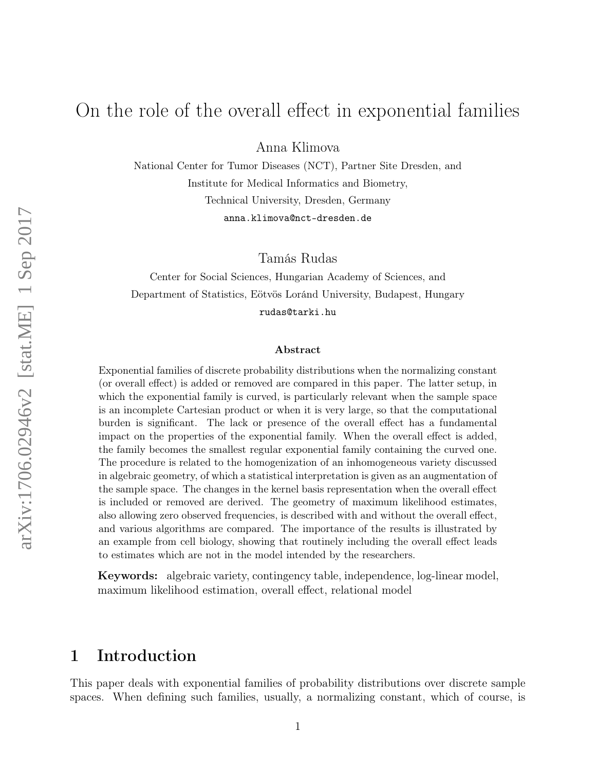# On the role of the overall effect in exponential families

Anna Klimova

National Center for Tumor Diseases (NCT), Partner Site Dresden, and
Institute for Medical Informatics and Biometry,
Technical University, Dresden, Germany
anna.klimova@nct-dresden.de

Tamás Rudas

Center for Social Sciences, Hungarian Academy of Sciences, and
Department of Statistics, Eötvös Loránd University, Budapest, Hungary
rudas@tarki.hu

### Abstract

Exponential families of discrete probability distributions when the normalizing constant (or overall effect) is added or removed are compared in this paper. The latter setup, in which the exponential family is curved, is particularly relevant when the sample space is an incomplete Cartesian product or when it is very large, so that the computational burden is significant. The lack or presence of the overall effect has a fundamental impact on the properties of the exponential family. When the overall effect is added, the family becomes the smallest regular exponential family containing the curved one. The procedure is related to the homogenization of an inhomogeneous variety discussed in algebraic geometry, of which a statistical interpretation is given as an augmentation of the sample space. The changes in the kernel basis representation when the overall effect is included or removed are derived. The geometry of maximum likelihood estimates, also allowing zero observed frequencies, is described with and without the overall effect, and various algorithms are compared. The importance of the results is illustrated by an example from cell biology, showing that routinely including the overall effect leads to estimates which are not in the model intended by the researchers.

**Keywords:** algebraic variety, contingency table, independence, log-linear model, maximum likelihood estimation, overall effect, relational model

## 1 Introduction

This paper deals with exponential families of probability distributions over discrete sample spaces. When defining such families, usually, a normalizing constant, which of course, is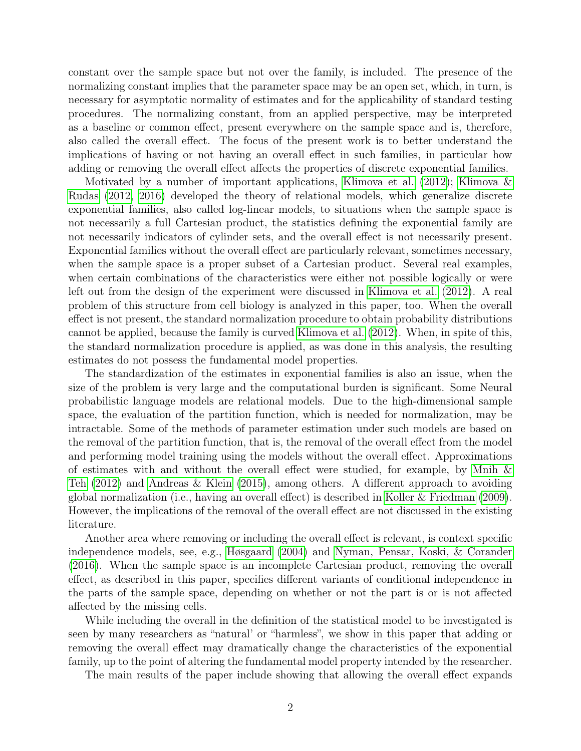constant over the sample space but not over the family, is included. The presence of the normalizing constant implies that the parameter space may be an open set, which, in turn, is necessary for asymptotic normality of estimates and for the applicability of standard testing procedures. The normalizing constant, from an applied perspective, may be interpreted as a baseline or common effect, present everywhere on the sample space and is, therefore, also called the overall effect. The focus of the present work is to better understand the implications of having or not having an overall effect in such families, in particular how adding or removing the overall effect affects the properties of discrete exponential families.

Motivated by a number of important applications, Klimova et al. (2012); Klimova & Rudas (2012, 2016) developed the theory of relational models, which generalize discrete exponential families, also called log-linear models, to situations when the sample space is not necessarily a full Cartesian product, the statistics defining the exponential family are not necessarily indicators of cylinder sets, and the overall effect is not necessarily present. Exponential families without the overall effect are particularly relevant, sometimes necessary, when the sample space is a proper subset of a Cartesian product. Several real examples, when certain combinations of the characteristics were either not possible logically or were left out from the design of the experiment were discussed in Klimova et al. (2012). A real problem of this structure from cell biology is analyzed in this paper, too. When the overall effect is not present, the standard normalization procedure to obtain probability distributions cannot be applied, because the family is curved Klimova et al. (2012). When, in spite of this, the standard normalization procedure is applied, as was done in this analysis, the resulting estimates do not possess the fundamental model properties.

The standardization of the estimates in exponential families is also an issue, when the size of the problem is very large and the computational burden is significant. Some Neural probabilistic language models are relational models. Due to the high-dimensional sample space, the evaluation of the partition function, which is needed for normalization, may be intractable. Some of the methods of parameter estimation under such models are based on the removal of the partition function, that is, the removal of the overall effect from the model and performing model training using the models without the overall effect. Approximations of estimates with and without the overall effect were studied, for example, by Mnih & Teh (2012) and Andreas & Klein (2015), among others. A different approach to avoiding global normalization (i.e., having an overall effect) is described in Koller & Friedman (2009). However, the implications of the removal of the overall effect are not discussed in the existing literature.

Another area where removing or including the overall effect is relevant, is context specific independence models, see, e.g., Høsgaard (2004) and Nyman, Pensar, Koski, & Corander (2016). When the sample space is an incomplete Cartesian product, removing the overall effect, as described in this paper, specifies different variants of conditional independence in the parts of the sample space, depending on whether or not the part is or is not affected affected by the missing cells.

While including the overall in the definition of the statistical model to be investigated is seen by many researchers as "natural' or "harmless", we show in this paper that adding or removing the overall effect may dramatically change the characteristics of the exponential family, up to the point of altering the fundamental model property intended by the researcher.

The main results of the paper include showing that allowing the overall effect expands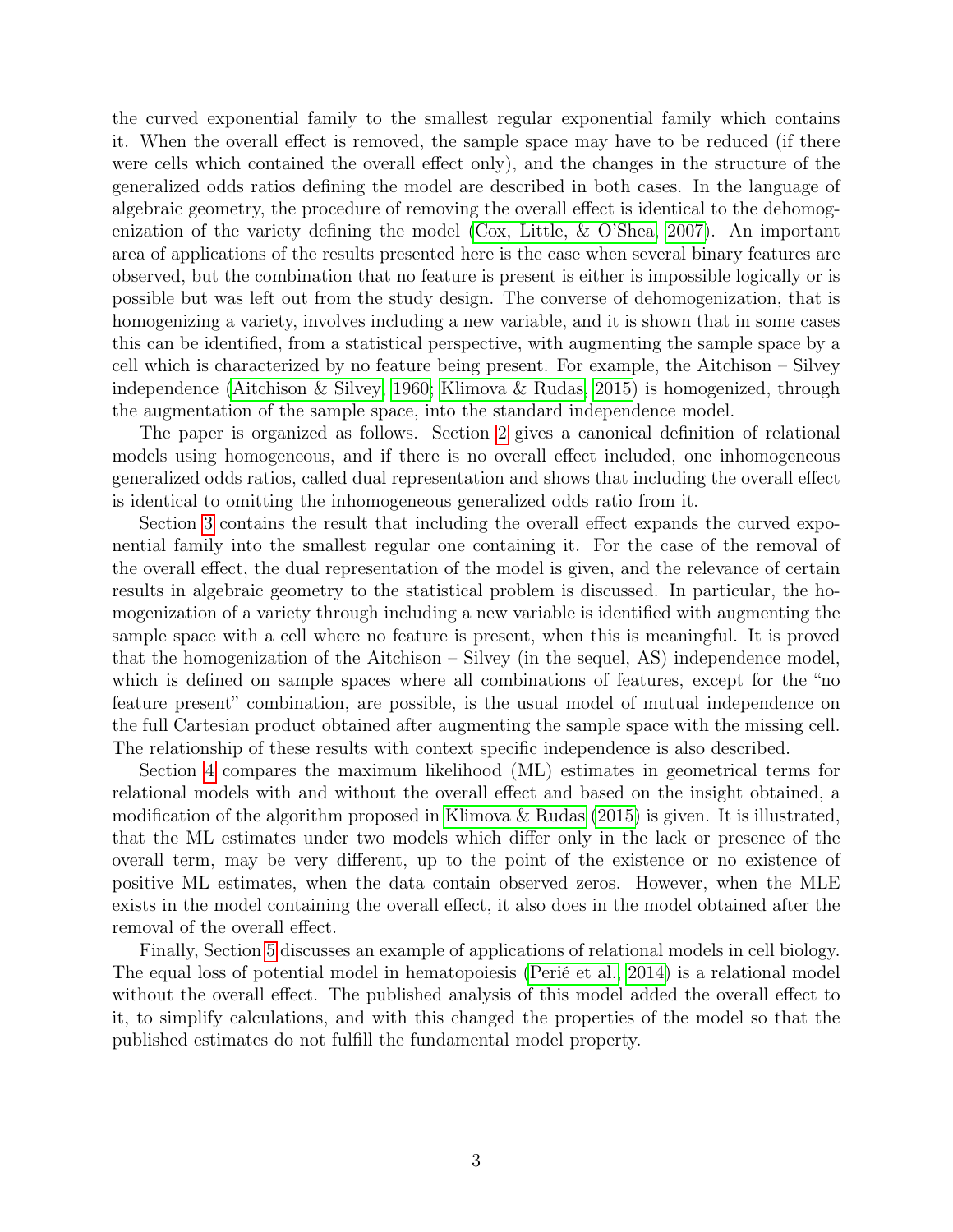the curved exponential family to the smallest regular exponential family which contains it. When the overall effect is removed, the sample space may have to be reduced (if there were cells which contained the overall effect only), and the changes in the structure of the generalized odds ratios defining the model are described in both cases. In the language of algebraic geometry, the procedure of removing the overall effect is identical to the dehomogenization of the variety defining the model (Cox, Little, & O'Shea, 2007). An important area of applications of the results presented here is the case when several binary features are observed, but the combination that no feature is present is either impossible logically or is possible but was left out from the study design. The converse of dehomogenization, that is homogenizing a variety, involves including a new variable, and it is shown that in some cases this can be identified, from a statistical perspective, with augmenting the sample space by a cell which is characterized by no feature being present. For example, the Aitchison – Silvey independence (Aitchison & Silvey, 1960; Klimova & Rudas, 2015) is homogenized, through the augmentation of the sample space, into the standard independence model.

The paper is organized as follows. Section 2 gives a canonical definition of relational models using homogeneous, and if there is no overall effect included, one inhomogeneous generalized odds ratios, called dual representation and shows that including the overall effect is identical to omitting the inhomogeneous generalized odds ratio from it.

Section 3 contains the result that including the overall effect expands the curved exponential family into the smallest regular one containing it. For the case of the removal of the overall effect, the dual representation of the model is given, and the relevance of certain results in algebraic geometry to the statistical problem is discussed. In particular, the homogenization of a variety through including a new variable is identified with augmenting the sample space with a cell where no feature is present, when this is meaningful. It is proved that the homogenization of the Aitchison – Silvey (in the sequel, AS) independence model, which is defined on sample spaces where all combinations of features, except for the "no feature present" combination, are possible, is the usual model of mutual independence on the full Cartesian product obtained after augmenting the sample space with the missing cell. The relationship of these results with context specific independence is also described.

Section 4 compares the maximum likelihood (ML) estimates in geometrical terms for relational models with and without the overall effect and based on the insight obtained, a modification of the algorithm proposed in Klimova & Rudas (2015) is given. It is illustrated, that the ML estimates under two models which differ only in the lack or presence of the overall term, may be very different, up to the point of the existence or no existence of positive ML estimates, when the data contain observed zeros. However, when the MLE exists in the model containing the overall effect, it also does in the model obtained after the removal of the overall effect.

Finally, Section 5 discusses an example of applications of relational models in cell biology. The equal loss of potential model in hematopoiesis (Perié et al., 2014) is a relational model without the overall effect. The published analysis of this model added the overall effect to it, to simplify calculations, and with this changed the properties of the model so that the published estimates do not fulfill the fundamental model property.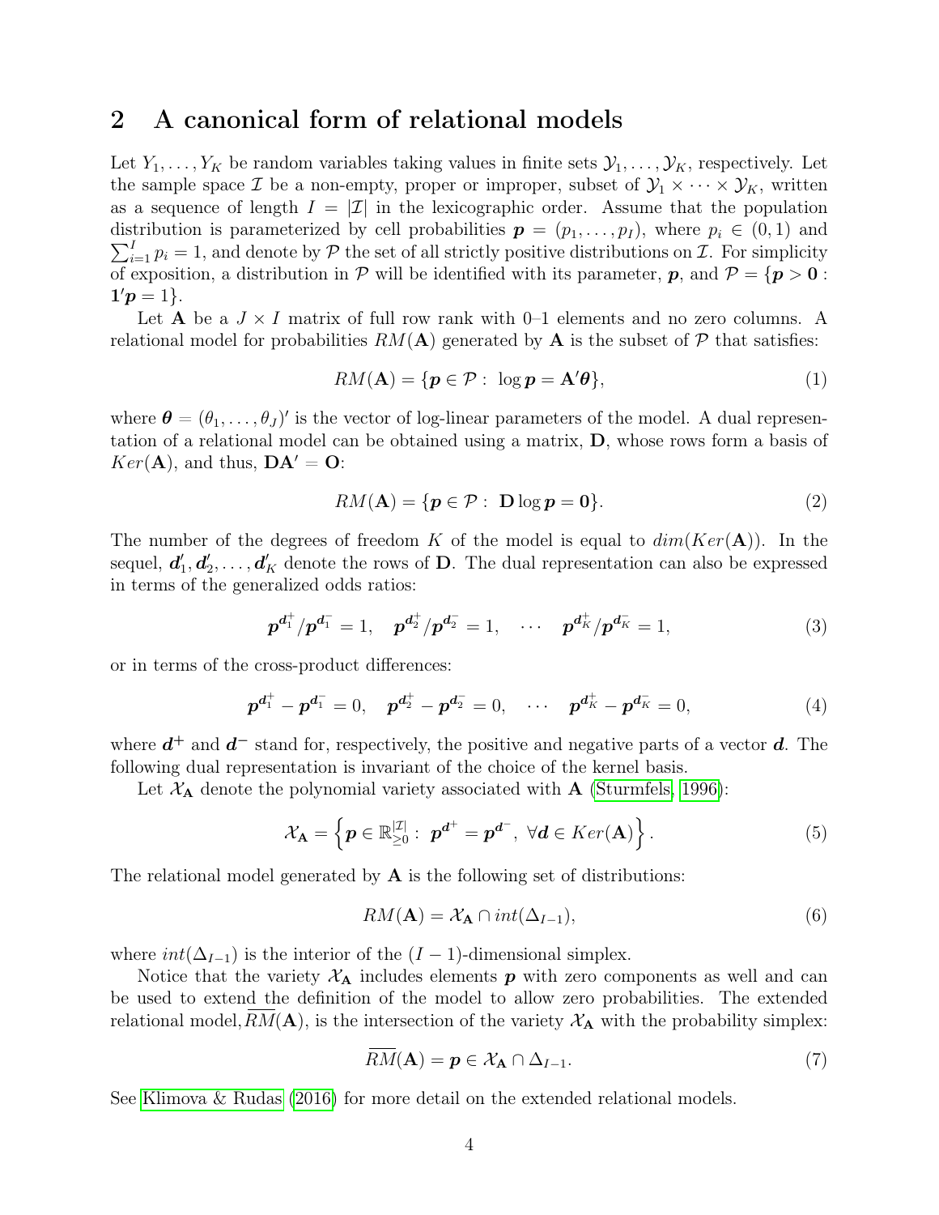## 2 A canonical form of relational models

Let $Y_1, \ldots, Y_K$ be random variables taking values in finite sets $\mathcal{Y}_1, \ldots, \mathcal{Y}_K$, respectively. Let the sample space $\mathcal{I}$ be a non-empty, proper or improper, subset of $\mathcal{Y}_1 \times \cdots \times \mathcal{Y}_K$, written as a sequence of length $I = |\mathcal{I}|$ in the lexicographic order. Assume that the population distribution is parameterized by cell probabilities $\boldsymbol{p} = (p_1, \ldots, p_I)$, where $p_i \in (0, 1)$ and $\sum_{i=1}^{I} p_i = 1$, and denote by $\mathcal{P}$ the set of all strictly positive distributions on $\mathcal{I}$. For simplicity of exposition, a distribution in $\mathcal{P}$ will be identified with its parameter, $\boldsymbol{p}$, and $\mathcal{P} = \{\boldsymbol{p} > \boldsymbol{0} : \boldsymbol{1}'\boldsymbol{p} = 1\}$.

Let $\mathbf{A}$ be a $J \times I$ matrix of full row rank with 0–1 elements and no zero columns. A relational model for probabilities $RM(\mathbf{A})$ generated by $\mathbf{A}$ is the subset of $\mathcal{P}$ that satisfies:

$$RM(\mathbf{A}) = \{\boldsymbol{p} \in \mathcal{P} : \log \boldsymbol{p} = \mathbf{A}'\boldsymbol{\theta}\}, \tag{1}$$

where $\boldsymbol{\theta} = (\theta_1, \ldots, \theta_J)'$ is the vector of log-linear parameters of the model. A dual representation of a relational model can be obtained using a matrix, $\mathbf{D}$, whose rows form a basis of $Ker(\mathbf{A})$, and thus, $\mathbf{D}\mathbf{A}' = \mathbf{O}$:

$$RM(\mathbf{A}) = \{\boldsymbol{p} \in \mathcal{P} : \mathbf{D} \log \boldsymbol{p} = \boldsymbol{0}\}. \tag{2}$$

The number of the degrees of freedom $K$ of the model is equal to $dim(Ker(\mathbf{A}))$. In the sequel, $\boldsymbol{d}_1', \boldsymbol{d}_2', \ldots, \boldsymbol{d}_K'$ denote the rows of $\mathbf{D}$. The dual representation can also be expressed in terms of the generalized odds ratios:

$$\boldsymbol{p}^{\boldsymbol{d}_1^+}/\boldsymbol{p}^{\boldsymbol{d}_1^-} = 1, \quad \boldsymbol{p}^{\boldsymbol{d}_2^+}/\boldsymbol{p}^{\boldsymbol{d}_2^-} = 1, \quad \cdots \quad \boldsymbol{p}^{\boldsymbol{d}_K^+}/\boldsymbol{p}^{\boldsymbol{d}_K^-} = 1, \tag{3}$$

or in terms of the cross-product differences:

$$\boldsymbol{p}^{\boldsymbol{d}_1^+} - \boldsymbol{p}^{\boldsymbol{d}_1^-} = 0, \quad \boldsymbol{p}^{\boldsymbol{d}_2^+} - \boldsymbol{p}^{\boldsymbol{d}_2^-} = 0, \quad \cdots \quad \boldsymbol{p}^{\boldsymbol{d}_K^+} - \boldsymbol{p}^{\boldsymbol{d}_K^-} = 0, \tag{4}$$

where $\boldsymbol{d}^+$ and $\boldsymbol{d}^-$ stand for, respectively, the positive and negative parts of a vector $\boldsymbol{d}$. The following dual representation is invariant of the choice of the kernel basis.

Let $\mathcal{X}_{\mathbf{A}}$ denote the polynomial variety associated with $\mathbf{A}$ (Sturmfels, 1996):

$$\mathcal{X}_{\mathbf{A}} = \left\{\boldsymbol{p} \in \mathbb{R}_{\geq 0}^{|\mathcal{I}|} : \boldsymbol{p}^{\boldsymbol{d}^+} = \boldsymbol{p}^{\boldsymbol{d}^-}, \ \forall \boldsymbol{d} \in Ker(\mathbf{A})\right\}. \tag{5}$$

The relational model generated by $\mathbf{A}$ is the following set of distributions:

$$RM(\mathbf{A}) = \mathcal{X}_{\mathbf{A}} \cap int(\Delta_{I-1}), \tag{6}$$

where $int(\Delta_{I-1})$ is the interior of the $(I-1)$-dimensional simplex.

Notice that the variety $\mathcal{X}_{\mathbf{A}}$ includes elements $\boldsymbol{p}$ with zero components as well and can be used to extend the definition of the model to allow zero probabilities. The extended relational model, $\overline{RM}(\mathbf{A})$, is the intersection of the variety $\mathcal{X}_{\mathbf{A}}$ with the probability simplex:

$$\overline{RM}(\mathbf{A}) = \boldsymbol{p} \in \mathcal{X}_{\mathbf{A}} \cap \Delta_{I-1}. \tag{7}$$

See Klimova & Rudas (2016) for more detail on the extended relational models.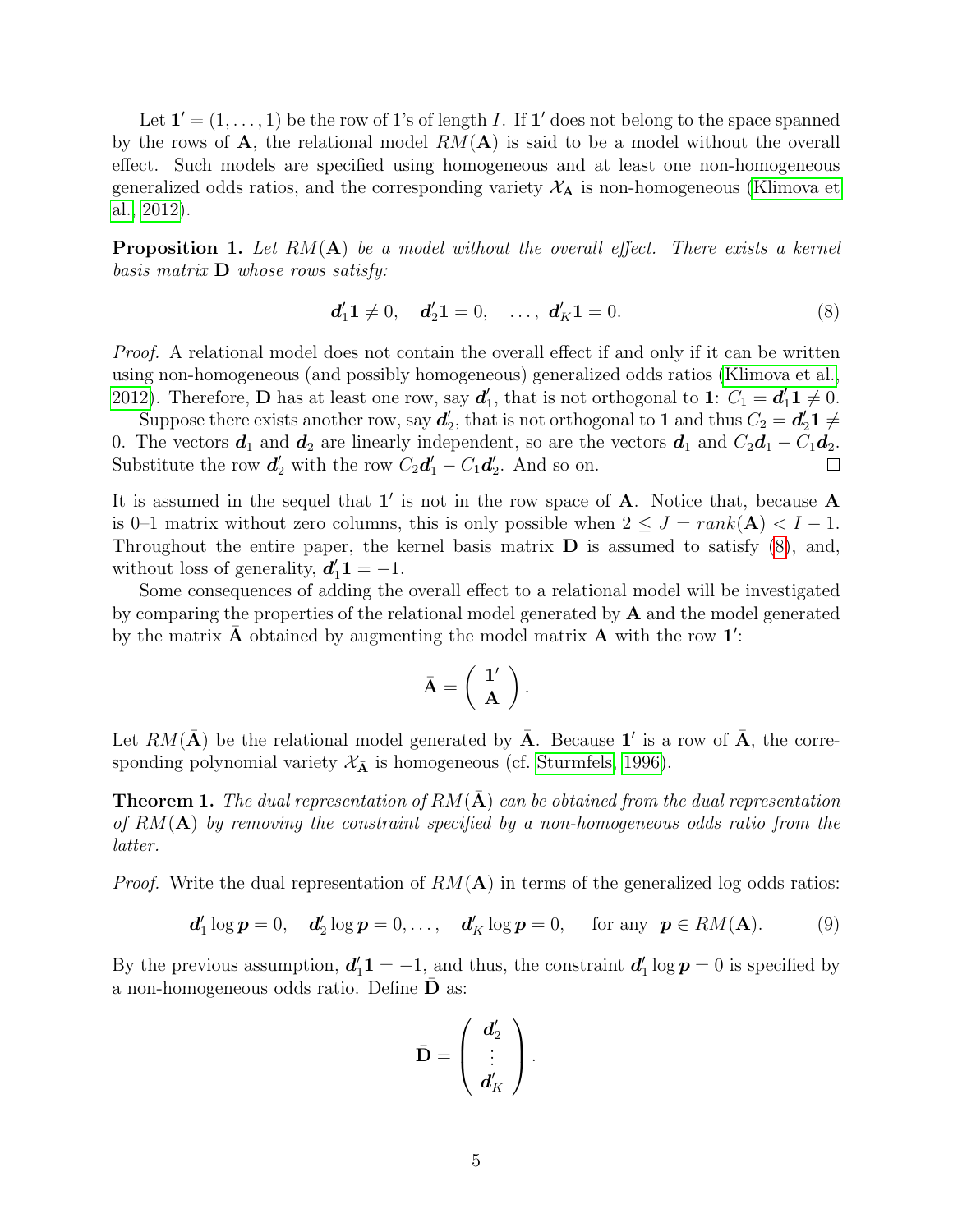Let $\mathbf{1}' = (1, \ldots, 1)$ be the row of 1's of length $I$. If $\mathbf{1}'$ does not belong to the space spanned by the rows of $\mathbf{A}$, the relational model $RM(\mathbf{A})$ is said to be a model without the overall effect. Such models are specified using homogeneous and at least one non-homogeneous generalized odds ratios, and the corresponding variety $\mathcal{X}_{\mathbf{A}}$ is non-homogeneous (Klimova et al., 2012).

**Proposition 1.** *Let $RM(\mathbf{A})$ be a model without the overall effect. There exists a kernel basis matrix $\mathbf{D}$ whose rows satisfy:*

$$\boldsymbol{d}_1'\mathbf{1} \neq 0, \quad \boldsymbol{d}_2'\mathbf{1} = 0, \quad \ldots, \; \boldsymbol{d}_K'\mathbf{1} = 0. \tag{8}$$

*Proof.* A relational model does not contain the overall effect if and only if it can be written using non-homogeneous (and possibly homogeneous) generalized odds ratios (Klimova et al., 2012). Therefore, $\mathbf{D}$ has at least one row, say $\boldsymbol{d}_1'$, that is not orthogonal to $\mathbf{1}$: $C_1 = \boldsymbol{d}_1'\mathbf{1} \neq 0$.

Suppose there exists another row, say $\boldsymbol{d}_2'$, that is not orthogonal to $\mathbf{1}$ and thus $C_2 = \boldsymbol{d}_2'\mathbf{1} \neq 0$. The vectors $\boldsymbol{d}_1$ and $\boldsymbol{d}_2$ are linearly independent, so are the vectors $\boldsymbol{d}_1$ and $C_2\boldsymbol{d}_1 - C_1\boldsymbol{d}_2$. Substitute the row $\boldsymbol{d}_2'$ with the row $C_2\boldsymbol{d}_1' - C_1\boldsymbol{d}_2'$. And so on. □

It is assumed in the sequel that $\mathbf{1}'$ is not in the row space of $\mathbf{A}$. Notice that, because $\mathbf{A}$ is 0–1 matrix without zero columns, this is only possible when $2 \leq J = rank(\mathbf{A}) < I - 1$. Throughout the entire paper, the kernel basis matrix $\mathbf{D}$ is assumed to satisfy (8), and, without loss of generality, $\boldsymbol{d}_1'\mathbf{1} = -1$.

Some consequences of adding the overall effect to a relational model will be investigated by comparing the properties of the relational model generated by $\mathbf{A}$ and the model generated by the matrix $\bar{\mathbf{A}}$ obtained by augmenting the model matrix $\mathbf{A}$ with the row $\mathbf{1}'$:

$$\bar{\mathbf{A}} = \begin{pmatrix} \mathbf{1}' \\ \mathbf{A} \end{pmatrix}.$$

Let $RM(\bar{\mathbf{A}})$ be the relational model generated by $\bar{\mathbf{A}}$. Because $\mathbf{1}'$ is a row of $\bar{\mathbf{A}}$, the corresponding polynomial variety $\mathcal{X}_{\bar{\mathbf{A}}}$ is homogeneous (cf. Sturmfels, 1996).

**Theorem 1.** *The dual representation of $RM(\bar{\mathbf{A}})$ can be obtained from the dual representation of $RM(\mathbf{A})$ by removing the constraint specified by a non-homogeneous odds ratio from the latter.*

*Proof.* Write the dual representation of $RM(\mathbf{A})$ in terms of the generalized log odds ratios:

$$\boldsymbol{d}_1' \log \boldsymbol{p} = 0, \quad \boldsymbol{d}_2' \log \boldsymbol{p} = 0, \ldots, \quad \boldsymbol{d}_K' \log \boldsymbol{p} = 0, \qquad \text{for any } \; \boldsymbol{p} \in RM(\mathbf{A}). \tag{9}$$

By the previous assumption, $\boldsymbol{d}_1'\mathbf{1} = -1$, and thus, the constraint $\boldsymbol{d}_1' \log \boldsymbol{p} = 0$ is specified by a non-homogeneous odds ratio. Define $\bar{\mathbf{D}}$ as:

$$\bar{\mathbf{D}} = \begin{pmatrix} \boldsymbol{d}_2' \\ \vdots \\ \boldsymbol{d}_K' \end{pmatrix}.$$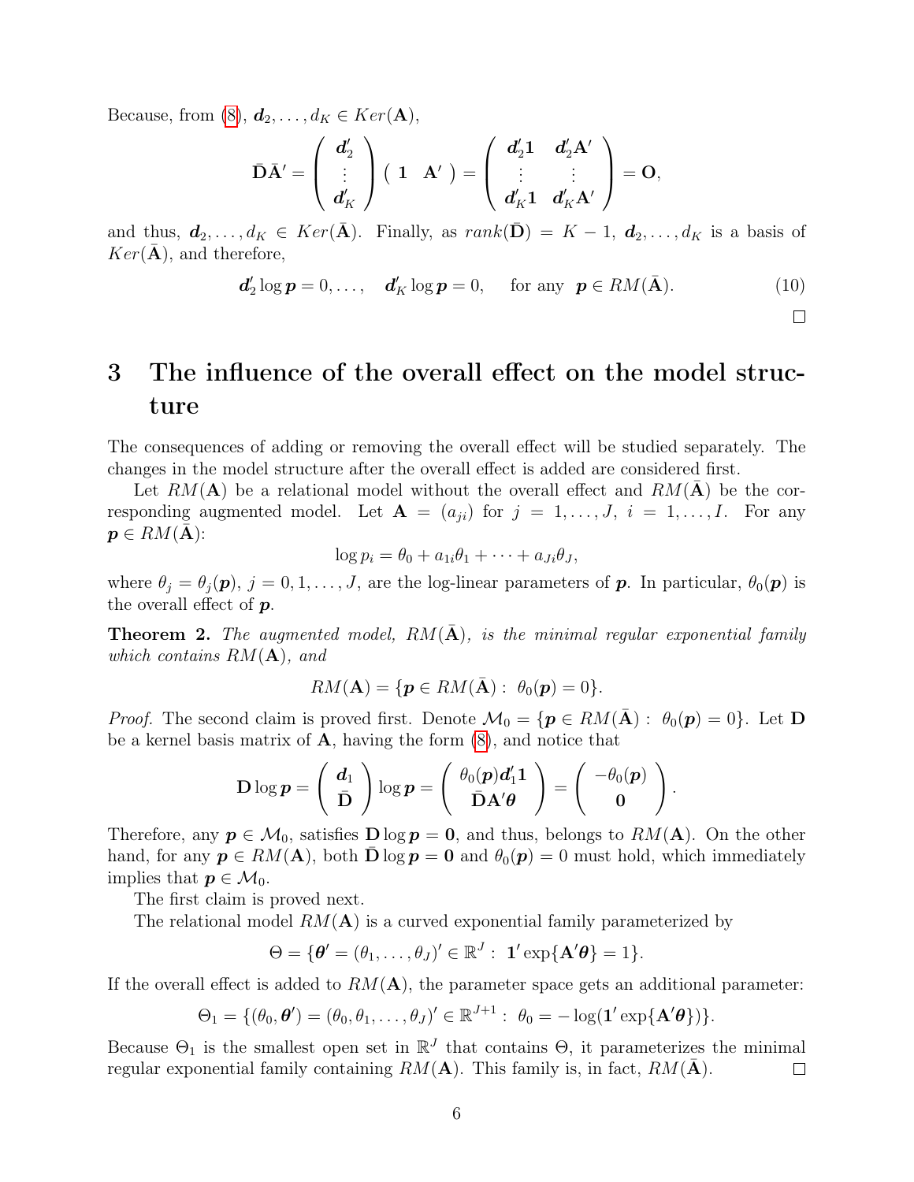Because, from (8), $\boldsymbol{d}_2, \ldots, d_K \in Ker(\mathbf{A})$,

$$\bar{\mathbf{D}}\bar{\mathbf{A}}' = \begin{pmatrix} \boldsymbol{d}_2' \\ \vdots \\ \boldsymbol{d}_K' \end{pmatrix} \begin{pmatrix} \mathbf{1} & \mathbf{A}' \end{pmatrix} = \begin{pmatrix} \boldsymbol{d}_2'\mathbf{1} & \boldsymbol{d}_2'\mathbf{A}' \\ \vdots & \vdots \\ \boldsymbol{d}_K'\mathbf{1} & \boldsymbol{d}_K'\mathbf{A}' \end{pmatrix} = \mathbf{O},$$

and thus, $\boldsymbol{d}_2, \ldots, d_K \in Ker(\bar{\mathbf{A}})$. Finally, as $rank(\bar{\mathbf{D}}) = K - 1$, $\boldsymbol{d}_2, \ldots, d_K$ is a basis of $Ker(\bar{\mathbf{A}})$, and therefore,

$$\boldsymbol{d}_2' \log \boldsymbol{p} = 0, \ldots, \quad \boldsymbol{d}_K' \log \boldsymbol{p} = 0, \quad \text{for any } \boldsymbol{p} \in RM(\bar{\mathbf{A}}). \tag{10}$$

□

# 3 The influence of the overall effect on the model structure

The consequences of adding or removing the overall effect will be studied separately. The changes in the model structure after the overall effect is added are considered first.

Let $RM(\mathbf{A})$ be a relational model without the overall effect and $RM(\bar{\mathbf{A}})$ be the corresponding augmented model. Let $\mathbf{A} = (a_{ji})$ for $j = 1, \ldots, J$, $i = 1, \ldots, I$. For any $\boldsymbol{p} \in RM(\bar{\mathbf{A}})$:

$$\log p_i = \theta_0 + a_{1i}\theta_1 + \cdots + a_{Ji}\theta_J,$$

where $\theta_j = \theta_j(\boldsymbol{p})$, $j = 0, 1, \ldots, J$, are the log-linear parameters of $\boldsymbol{p}$. In particular, $\theta_0(\boldsymbol{p})$ is the overall effect of $\boldsymbol{p}$.

**Theorem 2.** *The augmented model, $RM(\bar{\mathbf{A}})$, is the minimal regular exponential family which contains $RM(\mathbf{A})$, and*

$$RM(\mathbf{A}) = \{\boldsymbol{p} \in RM(\bar{\mathbf{A}}) : \; \theta_0(\boldsymbol{p}) = 0\}.$$

*Proof.* The second claim is proved first. Denote $\mathcal{M}_0 = \{\boldsymbol{p} \in RM(\bar{\mathbf{A}}) : \; \theta_0(\boldsymbol{p}) = 0\}$. Let $\mathbf{D}$ be a kernel basis matrix of $\mathbf{A}$, having the form (8), and notice that

$$\mathbf{D} \log \boldsymbol{p} = \begin{pmatrix} \boldsymbol{d}_1 \\ \bar{\mathbf{D}} \end{pmatrix} \log \boldsymbol{p} = \begin{pmatrix} \theta_0(\boldsymbol{p})\boldsymbol{d}_1'\mathbf{1} \\ \bar{\mathbf{D}}\mathbf{A}'\boldsymbol{\theta} \end{pmatrix} = \begin{pmatrix} -\theta_0(\boldsymbol{p}) \\ \mathbf{0} \end{pmatrix}.$$

Therefore, any $\boldsymbol{p} \in \mathcal{M}_0$, satisfies $\mathbf{D} \log \boldsymbol{p} = \mathbf{0}$, and thus, belongs to $RM(\mathbf{A})$. On the other hand, for any $\boldsymbol{p} \in RM(\mathbf{A})$, both $\bar{\mathbf{D}} \log \boldsymbol{p} = \mathbf{0}$ and $\theta_0(\boldsymbol{p}) = 0$ must hold, which immediately implies that $\boldsymbol{p} \in \mathcal{M}_0$.

The first claim is proved next.

The relational model $RM(\mathbf{A})$ is a curved exponential family parameterized by

$$\Theta = \{\boldsymbol{\theta}' = (\theta_1, \ldots, \theta_J)' \in \mathbb{R}^J : \; \mathbf{1}' \exp\{\mathbf{A}'\boldsymbol{\theta}\} = 1\}.$$

If the overall effect is added to $RM(\mathbf{A})$, the parameter space gets an additional parameter:

$$\Theta_1 = \{(\theta_0, \boldsymbol{\theta}') = (\theta_0, \theta_1, \ldots, \theta_J)' \in \mathbb{R}^{J+1} : \; \theta_0 = -\log(\mathbf{1}' \exp\{\mathbf{A}'\boldsymbol{\theta}\})\}.$$

Because $\Theta_1$ is the smallest open set in $\mathbb{R}^J$ that contains $\Theta$, it parameterizes the minimal regular exponential family containing $RM(\mathbf{A})$. This family is, in fact, $RM(\bar{\mathbf{A}})$. □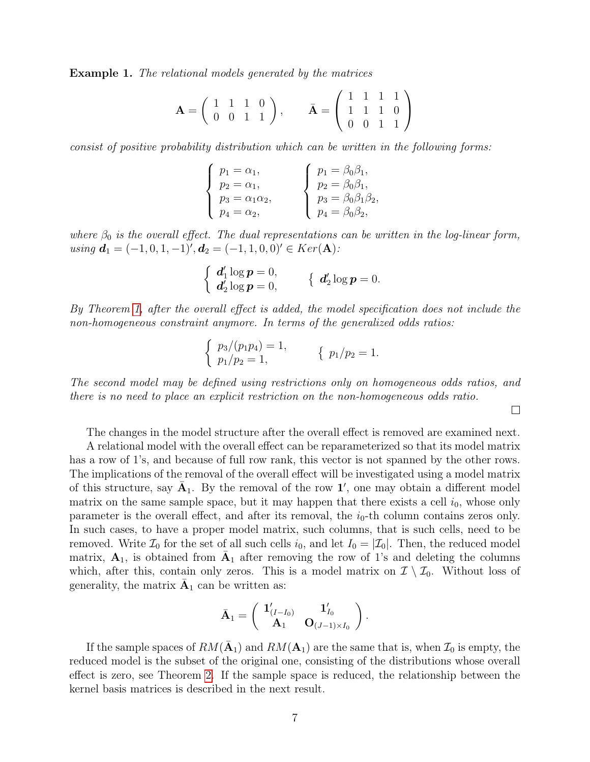**Example 1.** *The relational models generated by the matrices*

$$\mathbf{A} = \left( \begin{array}{cccc} 1 & 1 & 1 & 0 \\ 0 & 0 & 1 & 1 \end{array} \right), \qquad \bar{\mathbf{A}} = \left( \begin{array}{cccc} 1 & 1 & 1 & 1 \\ 1 & 1 & 1 & 0 \\ 0 & 0 & 1 & 1 \end{array} \right)$$

*consist of positive probability distribution which can be written in the following forms:*

$$\left\{ \begin{array}{l} p_1 = \alpha_1, \\ p_2 = \alpha_1, \\ p_3 = \alpha_1 \alpha_2, \\ p_4 = \alpha_2, \end{array} \right. \qquad \left\{ \begin{array}{l} p_1 = \beta_0 \beta_1, \\ p_2 = \beta_0 \beta_1, \\ p_3 = \beta_0 \beta_1 \beta_2, \\ p_4 = \beta_0 \beta_2, \end{array} \right.$$

*where $\beta_0$ is the overall effect. The dual representations can be written in the log-linear form, using $\boldsymbol{d}_1 = (-1, 0, 1, -1)', \boldsymbol{d}_2 = (-1, 1, 0, 0)' \in Ker(\mathbf{A})$:*

$$\left\{ \begin{array}{l} \boldsymbol{d}_1' \log \boldsymbol{p} = 0, \\ \boldsymbol{d}_2' \log \boldsymbol{p} = 0, \end{array} \right. \qquad \left\{ \ \boldsymbol{d}_2' \log \boldsymbol{p} = 0. \right.$$

*By Theorem 1, after the overall effect is added, the model specification does not include the non-homogeneous constraint anymore. In terms of the generalized odds ratios:*

$$\left\{ \begin{array}{l} p_3/(p_1 p_4) = 1, \\ p_1/p_2 = 1, \end{array} \right. \qquad \left\{ \ p_1/p_2 = 1. \right.$$

*The second model may be defined using restrictions only on homogeneous odds ratios, and there is no need to place an explicit restriction on the non-homogeneous odds ratio.*

□

The changes in the model structure after the overall effect is removed are examined next. A relational model with the overall effect can be reparameterized so that its model matrix has a row of 1's, and because of full row rank, this vector is not spanned by the other rows. The implications of the removal of the overall effect will be investigated using a model matrix of this structure, say $\bar{\mathbf{A}}_1$. By the removal of the row $\mathbf{1}'$, one may obtain a different model matrix on the same sample space, but it may happen that there exists a cell $i_0$, whose only parameter is the overall effect, and after its removal, the $i_0$-th column contains zeros only. In such cases, to have a proper model matrix, such columns, that is such cells, need to be removed. Write $\mathcal{I}_0$ for the set of all such cells $i_0$, and let $I_0 = |\mathcal{I}_0|$. Then, the reduced model matrix, $\mathbf{A}_1$, is obtained from $\bar{\mathbf{A}}_1$ after removing the row of 1's and deleting the columns which, after this, contain only zeros. This is a model matrix on $\mathcal{I} \setminus \mathcal{I}_0$. Without loss of generality, the matrix $\bar{\mathbf{A}}_1$ can be written as:

$$\bar{\mathbf{A}}_1 = \left( \begin{array}{cc} \mathbf{1}'_{(I-I_0)} & \mathbf{1}'_{I_0} \\ \mathbf{A}_1 & \mathbf{O}_{(J-1)\times I_0} \end{array} \right).$$

If the sample spaces of $RM(\bar{\mathbf{A}}_1)$ and $RM(\mathbf{A}_1)$ are the same that is, when $\mathcal{I}_0$ is empty, the reduced model is the subset of the original one, consisting of the distributions whose overall effect is zero, see Theorem 2. If the sample space is reduced, the relationship between the kernel basis matrices is described in the next result.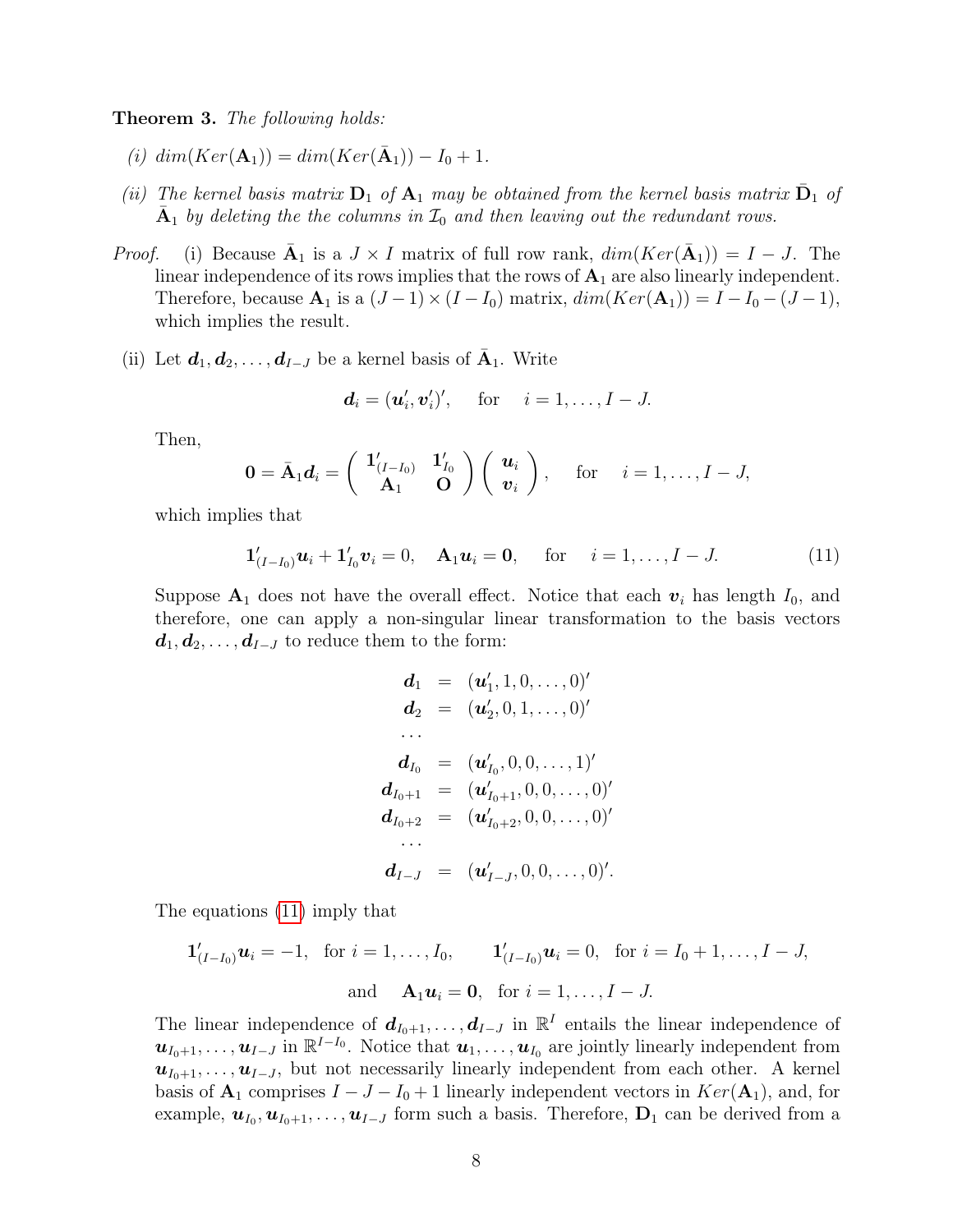**Theorem 3.** *The following holds:*

*(i)* $dim(Ker(\mathbf{A}_1)) = dim(Ker(\bar{\mathbf{A}}_1)) - I_0 + 1$.

*(ii) The kernel basis matrix* $\mathbf{D}_1$ *of* $\mathbf{A}_1$ *may be obtained from the kernel basis matrix* $\bar{\mathbf{D}}_1$ *of* $\bar{\mathbf{A}}_1$ *by deleting the the columns in* $\mathcal{I}_0$ *and then leaving out the redundant rows.*

*Proof.* (i) Because $\bar{\mathbf{A}}_1$ is a $J \times I$ matrix of full row rank, $dim(Ker(\bar{\mathbf{A}}_1)) = I - J$. The linear independence of its rows implies that the rows of $\mathbf{A}_1$ are also linearly independent. Therefore, because $\mathbf{A}_1$ is a $(J-1) \times (I - I_0)$ matrix, $dim(Ker(\mathbf{A}_1)) = I - I_0 - (J-1)$, which implies the result.

(ii) Let $\boldsymbol{d}_1, \boldsymbol{d}_2, \ldots, \boldsymbol{d}_{I-J}$ be a kernel basis of $\bar{\mathbf{A}}_1$. Write

$$\boldsymbol{d}_i = (\boldsymbol{u}_i', \boldsymbol{v}_i')', \quad \text{for} \quad i = 1, \ldots, I - J.$$

Then,

$$\mathbf{0} = \bar{\mathbf{A}}_1 \boldsymbol{d}_i = \begin{pmatrix} \mathbf{1}_{(I-I_0)}' & \mathbf{1}_{I_0}' \\ \mathbf{A}_1 & \mathbf{O} \end{pmatrix} \begin{pmatrix} \boldsymbol{u}_i \\ \boldsymbol{v}_i \end{pmatrix}, \quad \text{for} \quad i = 1, \ldots, I - J,$$

which implies that

$$\mathbf{1}_{(I-I_0)}' \boldsymbol{u}_i + \mathbf{1}_{I_0}' \boldsymbol{v}_i = 0, \quad \mathbf{A}_1 \boldsymbol{u}_i = \mathbf{0}, \quad \text{for} \quad i = 1, \ldots, I - J. \tag{11}$$

Suppose $\mathbf{A}_1$ does not have the overall effect. Notice that each $\boldsymbol{v}_i$ has length $I_0$, and therefore, one can apply a non-singular linear transformation to the basis vectors $\boldsymbol{d}_1, \boldsymbol{d}_2, \ldots, \boldsymbol{d}_{I-J}$ to reduce them to the form:

$$\begin{aligned}
\boldsymbol{d}_1 &= (\boldsymbol{u}_1', 1, 0, \ldots, 0)' \\
\boldsymbol{d}_2 &= (\boldsymbol{u}_2', 0, 1, \ldots, 0)' \\
&\cdots \\
\boldsymbol{d}_{I_0} &= (\boldsymbol{u}_{I_0}', 0, 0, \ldots, 1)' \\
\boldsymbol{d}_{I_0+1} &= (\boldsymbol{u}_{I_0+1}', 0, 0, \ldots, 0)' \\
\boldsymbol{d}_{I_0+2} &= (\boldsymbol{u}_{I_0+2}', 0, 0, \ldots, 0)' \\
&\cdots \\
\boldsymbol{d}_{I-J} &= (\boldsymbol{u}_{I-J}', 0, 0, \ldots, 0)'.
\end{aligned}$$

The equations (11) imply that

$$\mathbf{1}_{(I-I_0)}' \boldsymbol{u}_i = -1, \ \text{ for } i = 1, \ldots, I_0, \qquad \mathbf{1}_{(I-I_0)}' \boldsymbol{u}_i = 0, \ \text{ for } i = I_0 + 1, \ldots, I - J,$$

$$\text{and} \quad \mathbf{A}_1 \boldsymbol{u}_i = \mathbf{0}, \ \text{ for } i = 1, \ldots, I - J.$$

The linear independence of $\boldsymbol{d}_{I_0+1}, \ldots, \boldsymbol{d}_{I-J}$ in $\mathbb{R}^I$ entails the linear independence of $\boldsymbol{u}_{I_0+1}, \ldots, \boldsymbol{u}_{I-J}$ in $\mathbb{R}^{I-I_0}$. Notice that $\boldsymbol{u}_1, \ldots, \boldsymbol{u}_{I_0}$ are jointly linearly independent from $\boldsymbol{u}_{I_0+1}, \ldots, \boldsymbol{u}_{I-J}$, but not necessarily linearly independent from each other. A kernel basis of $\mathbf{A}_1$ comprises $I - J - I_0 + 1$ linearly independent vectors in $Ker(\mathbf{A}_1)$, and, for example, $\boldsymbol{u}_{I_0}, \boldsymbol{u}_{I_0+1}, \ldots, \boldsymbol{u}_{I-J}$ form such a basis. Therefore, $\mathbf{D}_1$ can be derived from a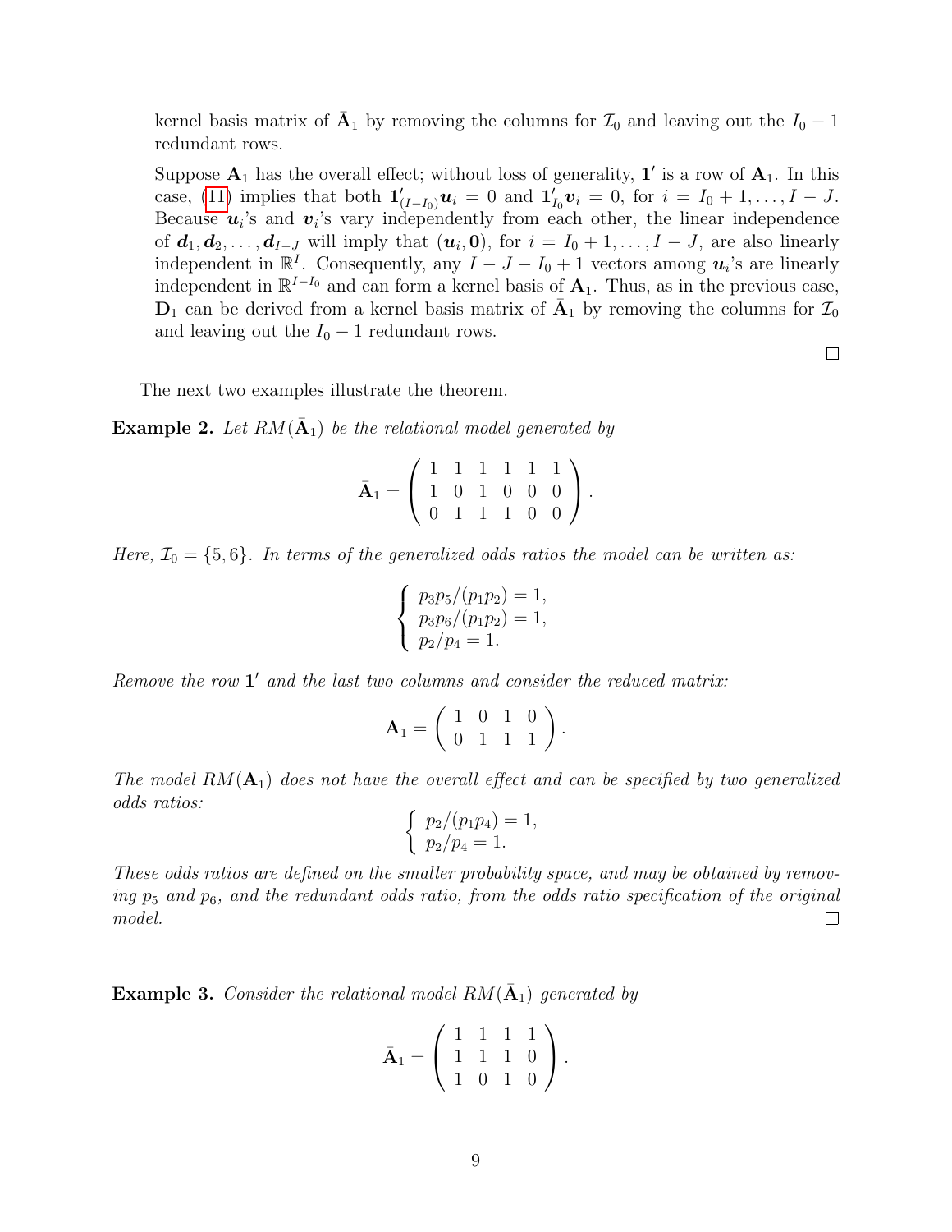kernel basis matrix of $\bar{\mathbf{A}}_1$ by removing the columns for $\mathcal{I}_0$ and leaving out the $I_0 - 1$ redundant rows.

Suppose $\mathbf{A}_1$ has the overall effect; without loss of generality, $\mathbf{1}'$ is a row of $\mathbf{A}_1$. In this case, (11) implies that both $\mathbf{1}'_{(I-I_0)}\boldsymbol{u}_i = 0$ and $\mathbf{1}'_{I_0}\boldsymbol{v}_i = 0$, for $i = I_0+1, \ldots, I-J$. Because $\boldsymbol{u}_i$'s and $\boldsymbol{v}_i$'s vary independently from each other, the linear independence of $\boldsymbol{d}_1, \boldsymbol{d}_2, \ldots, \boldsymbol{d}_{I-J}$ will imply that $(\boldsymbol{u}_i, \mathbf{0})$, for $i = I_0+1, \ldots, I-J$, are also linearly independent in $\mathbb{R}^I$. Consequently, any $I - J - I_0 + 1$ vectors among $\boldsymbol{u}_i$'s are linearly independent in $\mathbb{R}^{I-I_0}$ and can form a kernel basis of $\mathbf{A}_1$. Thus, as in the previous case, $\mathbf{D}_1$ can be derived from a kernel basis matrix of $\bar{\mathbf{A}}_1$ by removing the columns for $\mathcal{I}_0$ and leaving out the $I_0 - 1$ redundant rows.

□

The next two examples illustrate the theorem.

**Example 2.** *Let $RM(\bar{\mathbf{A}}_1)$ be the relational model generated by*

$$\bar{\mathbf{A}}_1 = \begin{pmatrix} 1 & 1 & 1 & 1 & 1 & 1 \\ 1 & 0 & 1 & 0 & 0 & 0 \\ 0 & 1 & 1 & 1 & 0 & 0 \end{pmatrix}.$$

*Here, $\mathcal{I}_0 = \{5, 6\}$. In terms of the generalized odds ratios the model can be written as:*

$$\begin{cases} p_3p_5/(p_1p_2) = 1, \\ p_3p_6/(p_1p_2) = 1, \\ p_2/p_4 = 1. \end{cases}$$

*Remove the row $\mathbf{1}'$ and the last two columns and consider the reduced matrix:*

$$\mathbf{A}_1 = \begin{pmatrix} 1 & 0 & 1 & 0 \\ 0 & 1 & 1 & 1 \end{pmatrix}.$$

*The model $RM(\mathbf{A}_1)$ does not have the overall effect and can be specified by two generalized odds ratios:*

$$\begin{cases} p_2/(p_1p_4) = 1, \\ p_2/p_4 = 1. \end{cases}$$

*These odds ratios are defined on the smaller probability space, and may be obtained by removing $p_5$ and $p_6$, and the redundant odds ratio, from the odds ratio specification of the original model.* □

**Example 3.** *Consider the relational model $RM(\bar{\mathbf{A}}_1)$ generated by*

$$\bar{\mathbf{A}}_1 = \begin{pmatrix} 1 & 1 & 1 & 1 \\ 1 & 1 & 1 & 0 \\ 1 & 0 & 1 & 0 \end{pmatrix}.$$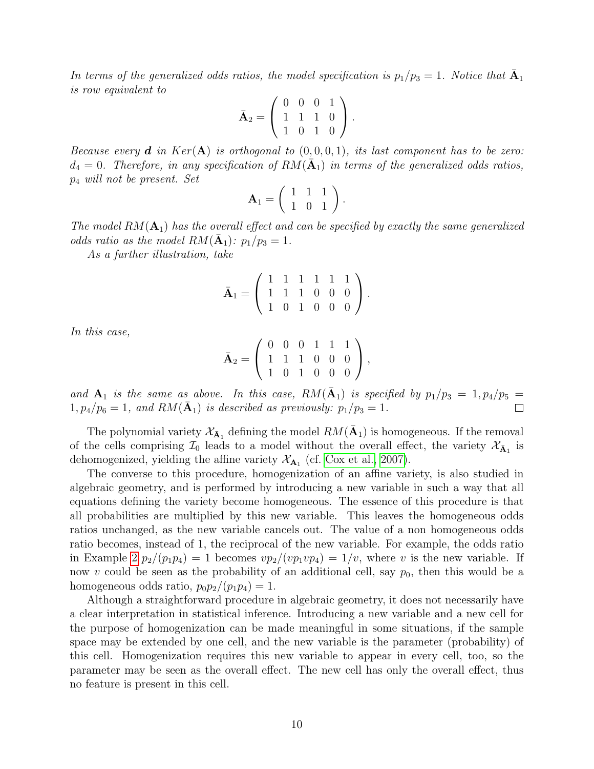*In terms of the generalized odds ratios, the model specification is $p_1/p_3 = 1$. Notice that $\bar{\mathbf{A}}_1$ is row equivalent to*

$$\bar{\mathbf{A}}_2 = \left( \begin{array}{cccc} 0 & 0 & 0 & 1 \\ 1 & 1 & 1 & 0 \\ 1 & 0 & 1 & 0 \end{array} \right).$$

*Because every $\boldsymbol{d}$ in $Ker(\mathbf{A})$ is orthogonal to $(0,0,0,1)$, its last component has to be zero: $d_4 = 0$. Therefore, in any specification of $RM(\bar{\mathbf{A}}_1)$ in terms of the generalized odds ratios, $p_4$ will not be present. Set*

$$\mathbf{A}_1 = \left( \begin{array}{ccc} 1 & 1 & 1 \\ 1 & 0 & 1 \end{array} \right).$$

*The model $RM(\mathbf{A}_1)$ has the overall effect and can be specified by exactly the same generalized odds ratio as the model $RM(\bar{\mathbf{A}}_1)$: $p_1/p_3 = 1$.*

*As a further illustration, take*

$$\bar{\mathbf{A}}_1 = \left( \begin{array}{cccccc} 1 & 1 & 1 & 1 & 1 & 1 \\ 1 & 1 & 1 & 0 & 0 & 0 \\ 1 & 0 & 1 & 0 & 0 & 0 \end{array} \right).$$

*In this case,*

$$\bar{\mathbf{A}}_2 = \left( \begin{array}{cccccc} 0 & 0 & 0 & 1 & 1 & 1 \\ 1 & 1 & 1 & 0 & 0 & 0 \\ 1 & 0 & 1 & 0 & 0 & 0 \end{array} \right),$$

*and $\mathbf{A}_1$ is the same as above. In this case, $RM(\bar{\mathbf{A}}_1)$ is specified by $p_1/p_3 = 1, p_4/p_5 = 1, p_4/p_6 = 1$, and $RM(\bar{\mathbf{A}}_1)$ is described as previously: $p_1/p_3 = 1$.* □

The polynomial variety $\mathcal{X}_{\bar{\mathbf{A}}_1}$ defining the model $RM(\bar{\mathbf{A}}_1)$ is homogeneous. If the removal of the cells comprising $\mathcal{I}_0$ leads to a model without the overall effect, the variety $\mathcal{X}_{\bar{\mathbf{A}}_1}$ is dehomogenized, yielding the affine variety $\mathcal{X}_{\mathbf{A}_1}$ (cf. Cox et al., 2007).

The converse to this procedure, homogenization of an affine variety, is also studied in algebraic geometry, and is performed by introducing a new variable in such a way that all equations defining the variety become homogeneous. The essence of this procedure is that all probabilities are multiplied by this new variable. This leaves the homogeneous odds ratios unchanged, as the new variable cancels out. The value of a non homogeneous odds ratio becomes, instead of 1, the reciprocal of the new variable. For example, the odds ratio in Example 2 $p_2/(p_1p_4) = 1$ becomes $vp_2/(vp_1vp_4) = 1/v$, where $v$ is the new variable. If now $v$ could be seen as the probability of an additional cell, say $p_0$, then this would be a homogeneous odds ratio, $p_0p_2/(p_1p_4) = 1$.

Although a straightforward procedure in algebraic geometry, it does not necessarily have a clear interpretation in statistical inference. Introducing a new variable and a new cell for the purpose of homogenization can be made meaningful in some situations, if the sample space may be extended by one cell, and the new variable is the parameter (probability) of this cell. Homogenization requires this new variable to appear in every cell, too, so the parameter may be seen as the overall effect. The new cell has only the overall effect, thus no feature is present in this cell.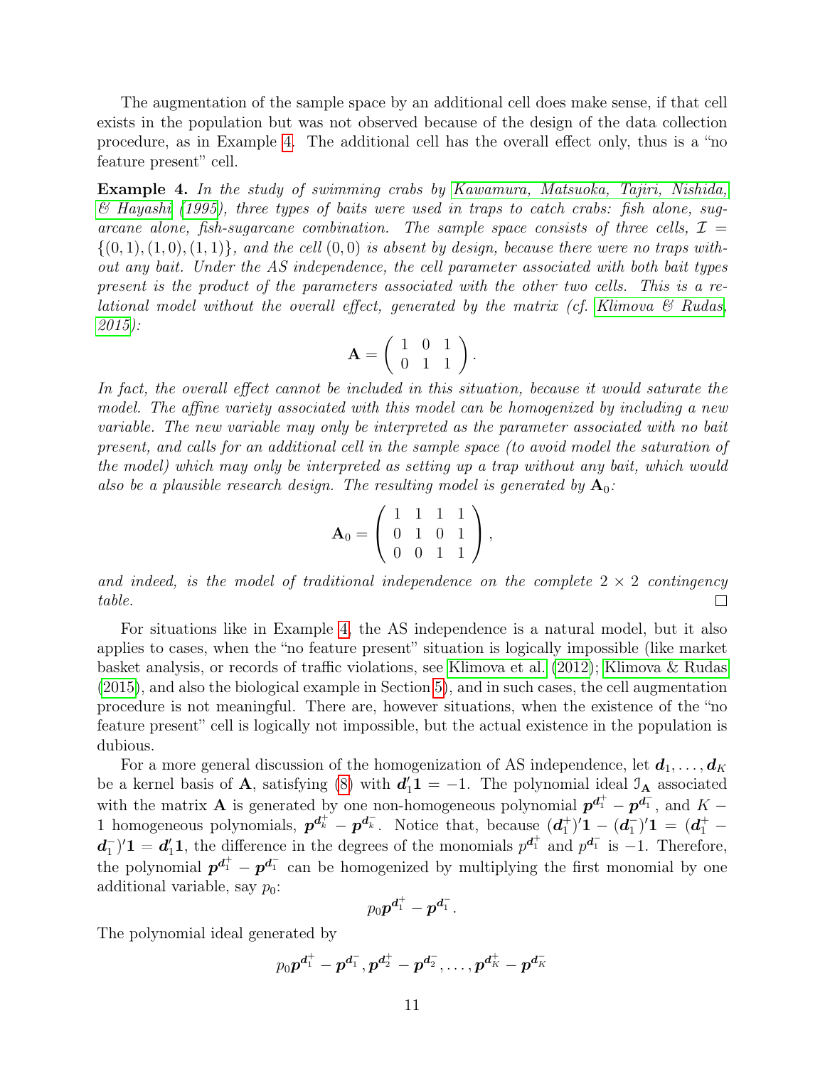The augmentation of the sample space by an additional cell does make sense, if that cell exists in the population but was not observed because of the design of the data collection procedure, as in Example 4. The additional cell has the overall effect only, thus is a "no feature present" cell.

**Example 4.** *In the study of swimming crabs by Kawamura, Matsuoka, Tajiri, Nishida, & Hayashi (1995), three types of baits were used in traps to catch crabs: fish alone, sugarcane alone, fish-sugarcane combination. The sample space consists of three cells, $\mathcal{I} = \{(0,1),(1,0),(1,1)\}$, and the cell $(0,0)$ is absent by design, because there were no traps without any bait. Under the AS independence, the cell parameter associated with both bait types present is the product of the parameters associated with the other two cells. This is a relational model without the overall effect, generated by the matrix (cf. Klimova & Rudas, 2015):*

$$\mathbf{A} = \begin{pmatrix} 1 & 0 & 1 \\ 0 & 1 & 1 \end{pmatrix}.$$

*In fact, the overall effect cannot be included in this situation, because it would saturate the model. The affine variety associated with this model can be homogenized by including a new variable. The new variable may only be interpreted as the parameter associated with no bait present, and calls for an additional cell in the sample space (to avoid model the saturation of the model) which may only be interpreted as setting up a trap without any bait, which would also be a plausible research design. The resulting model is generated by $\mathbf{A}_0$:*

$$\mathbf{A}_0 = \begin{pmatrix} 1 & 1 & 1 & 1 \\ 0 & 1 & 0 & 1 \\ 0 & 0 & 1 & 1 \end{pmatrix},$$

*and indeed, is the model of traditional independence on the complete $2 \times 2$ contingency table.* □

For situations like in Example 4, the AS independence is a natural model, but it also applies to cases, when the "no feature present" situation is logically impossible (like market basket analysis, or records of traffic violations, see Klimova et al. (2012); Klimova & Rudas (2015), and also the biological example in Section 5), and in such cases, the cell augmentation procedure is not meaningful. There are, however situations, when the existence of the "no feature present" cell is logically not impossible, but the actual existence in the population is dubious.

For a more general discussion of the homogenization of AS independence, let $\boldsymbol{d}_1, \ldots, \boldsymbol{d}_K$ be a kernel basis of $\mathbf{A}$, satisfying (8) with $\boldsymbol{d}_1'\mathbf{1} = -1$. The polynomial ideal $\mathfrak{I}_{\mathbf{A}}$ associated with the matrix $\mathbf{A}$ is generated by one non-homogeneous polynomial $\boldsymbol{p}^{\boldsymbol{d}_1^+} - \boldsymbol{p}^{\boldsymbol{d}_1^-}$, and $K-1$ homogeneous polynomials, $\boldsymbol{p}^{\boldsymbol{d}_k^+} - \boldsymbol{p}^{\boldsymbol{d}_k^-}$. Notice that, because $(\boldsymbol{d}_1^+)'\mathbf{1} - (\boldsymbol{d}_1^-)'\mathbf{1} = (\boldsymbol{d}_1^+ - \boldsymbol{d}_1^-)'\mathbf{1} = \boldsymbol{d}_1'\mathbf{1}$, the difference in the degrees of the monomials $p^{\boldsymbol{d}_1^+}$ and $p^{\boldsymbol{d}_1^-}$ is $-1$. Therefore, the polynomial $\boldsymbol{p}^{\boldsymbol{d}_1^+} - \boldsymbol{p}^{\boldsymbol{d}_1^-}$ can be homogenized by multiplying the first monomial by one additional variable, say $p_0$:

$$p_0\boldsymbol{p}^{\boldsymbol{d}_1^+} - \boldsymbol{p}^{\boldsymbol{d}_1^-}.$$

The polynomial ideal generated by

$$p_0\boldsymbol{p}^{\boldsymbol{d}_1^+} - \boldsymbol{p}^{\boldsymbol{d}_1^-}, \boldsymbol{p}^{\boldsymbol{d}_2^+} - \boldsymbol{p}^{\boldsymbol{d}_2^-}, \ldots, \boldsymbol{p}^{\boldsymbol{d}_K^+} - \boldsymbol{p}^{\boldsymbol{d}_K^-}$$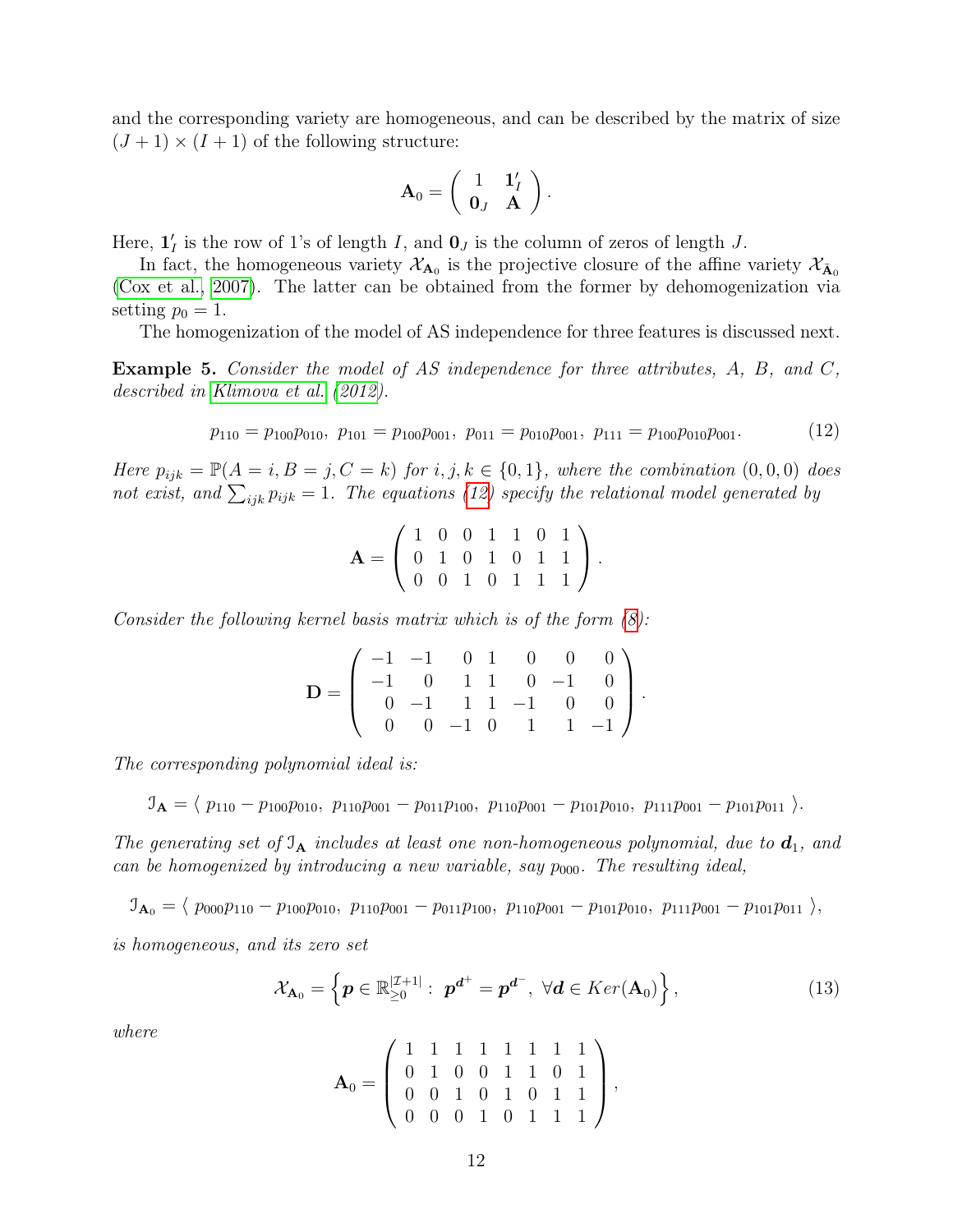and the corresponding variety are homogeneous, and can be described by the matrix of size $(J+1) \times (I+1)$ of the following structure:

$$\mathbf{A}_0 = \left( \begin{array}{cc} 1 & \mathbf{1}'_I \\ \mathbf{0}_J & \mathbf{A} \end{array} \right).$$

Here, $\mathbf{1}'_I$ is the row of 1's of length $I$, and $\mathbf{0}_J$ is the column of zeros of length $J$.

In fact, the homogeneous variety $\mathcal{X}_{\mathbf{A}_0}$ is the projective closure of the affine variety $\mathcal{X}_{\bar{\mathbf{A}}_0}$ (Cox et al., 2007). The latter can be obtained from the former by dehomogenization via setting $p_0 = 1$.

The homogenization of the model of AS independence for three features is discussed next.

**Example 5.** *Consider the model of AS independence for three attributes, A, B, and C, described in Klimova et al. (2012).*

$$p_{110} = p_{100}p_{010}, \; p_{101} = p_{100}p_{001}, \; p_{011} = p_{010}p_{001}, \; p_{111} = p_{100}p_{010}p_{001}. \tag{12}$$

*Here $p_{ijk} = \mathbb{P}(A = i, B = j, C = k)$ for $i, j, k \in \{0, 1\}$, where the combination $(0, 0, 0)$ does not exist, and $\sum_{ijk} p_{ijk} = 1$. The equations (12) specify the relational model generated by*

$$\mathbf{A} = \left( \begin{array}{ccccccc} 1 & 0 & 0 & 1 & 1 & 0 & 1 \\ 0 & 1 & 0 & 1 & 0 & 1 & 1 \\ 0 & 0 & 1 & 0 & 1 & 1 & 1 \end{array} \right).$$

*Consider the following kernel basis matrix which is of the form (8):*

$$\mathbf{D} = \left( \begin{array}{ccccccc} -1 & -1 & 0 & 1 & 0 & 0 & 0 \\ -1 & 0 & 1 & 1 & 0 & -1 & 0 \\ 0 & -1 & 1 & 1 & -1 & 0 & 0 \\ 0 & 0 & -1 & 0 & 1 & 1 & -1 \end{array} \right).$$

*The corresponding polynomial ideal is:*

$$\mathcal{I}_{\mathbf{A}} = \langle \; p_{110} - p_{100}p_{010}, \; p_{110}p_{001} - p_{011}p_{100}, \; p_{110}p_{001} - p_{101}p_{010}, \; p_{111}p_{001} - p_{101}p_{011} \; \rangle.$$

*The generating set of $\mathcal{I}_{\mathbf{A}}$ includes at least one non-homogeneous polynomial, due to $\boldsymbol{d}_1$, and can be homogenized by introducing a new variable, say $p_{000}$. The resulting ideal,*

$$\mathcal{I}_{\mathbf{A}_0} = \langle \; p_{000}p_{110} - p_{100}p_{010}, \; p_{110}p_{001} - p_{011}p_{100}, \; p_{110}p_{001} - p_{101}p_{010}, \; p_{111}p_{001} - p_{101}p_{011} \; \rangle,$$

*is homogeneous, and its zero set*

$$\mathcal{X}_{\mathbf{A}_0} = \left\{ \boldsymbol{p} \in \mathbb{R}_{\geq 0}^{|\mathcal{I}+1|} : \; \boldsymbol{p}^{\boldsymbol{d}^+} = \boldsymbol{p}^{\boldsymbol{d}^-}, \; \forall \boldsymbol{d} \in Ker(\mathbf{A}_0) \right\}, \tag{13}$$

*where*

$$\mathbf{A}_0 = \left( \begin{array}{cccccccc} 1 & 1 & 1 & 1 & 1 & 1 & 1 & 1 \\ 0 & 1 & 0 & 0 & 1 & 1 & 0 & 1 \\ 0 & 0 & 1 & 0 & 1 & 0 & 1 & 1 \\ 0 & 0 & 0 & 1 & 0 & 1 & 1 & 1 \end{array} \right),$$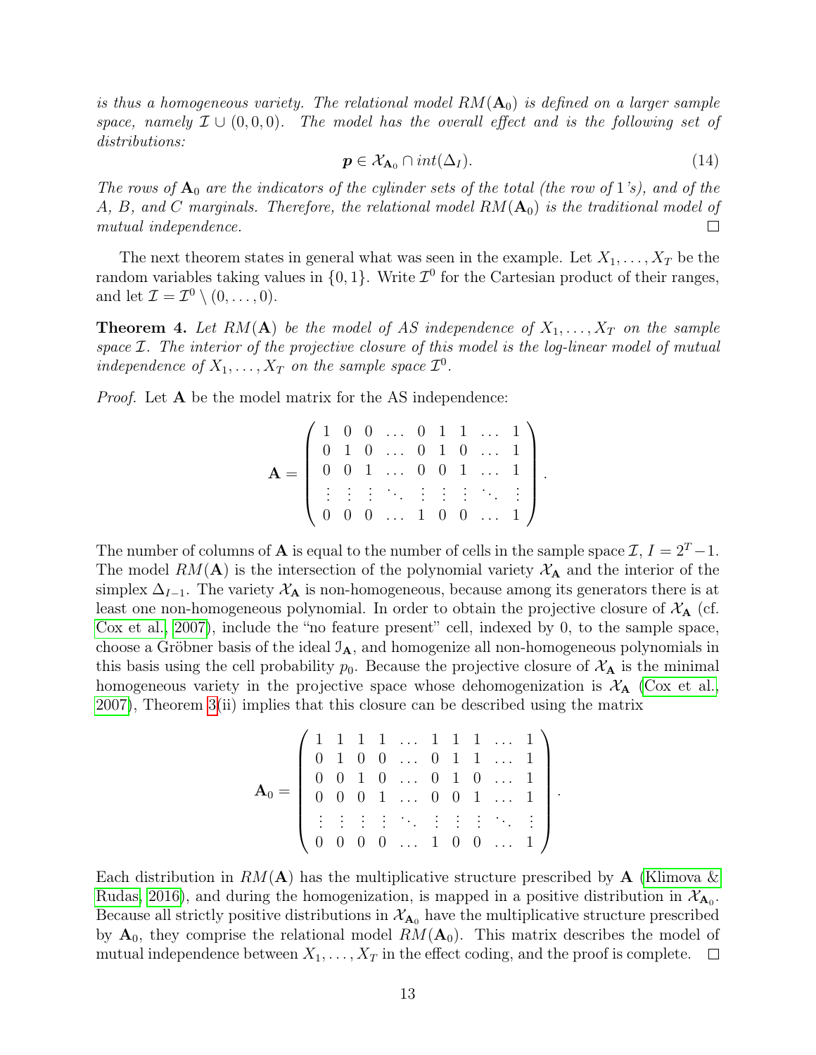*is thus a homogeneous variety. The relational model $RM(\mathbf{A}_0)$ is defined on a larger sample space, namely $\mathcal{I} \cup (0,0,0)$. The model has the overall effect and is the following set of distributions:*

$$\boldsymbol{p} \in \mathcal{X}_{\mathbf{A}_0} \cap int(\Delta_I). \tag{14}$$

*The rows of $\mathbf{A}_0$ are the indicators of the cylinder sets of the total (the row of 1's), and of the A, B, and C marginals. Therefore, the relational model $RM(\mathbf{A}_0)$ is the traditional model of mutual independence.* □

The next theorem states in general what was seen in the example. Let $X_1, \ldots, X_T$ be the random variables taking values in $\{0,1\}$. Write $\mathcal{I}^0$ for the Cartesian product of their ranges, and let $\mathcal{I} = \mathcal{I}^0 \setminus (0, \ldots, 0)$.

**Theorem 4.** *Let $RM(\mathbf{A})$ be the model of AS independence of $X_1, \ldots, X_T$ on the sample space $\mathcal{I}$. The interior of the projective closure of this model is the log-linear model of mutual independence of $X_1, \ldots, X_T$ on the sample space $\mathcal{I}^0$.*

*Proof.* Let $\mathbf{A}$ be the model matrix for the AS independence:

$$\mathbf{A} = \begin{pmatrix} 1 & 0 & 0 & \ldots & 0 & 1 & 1 & \ldots & 1 \\ 0 & 1 & 0 & \ldots & 0 & 1 & 0 & \ldots & 1 \\ 0 & 0 & 1 & \ldots & 0 & 0 & 1 & \ldots & 1 \\ \vdots & \vdots & \vdots & \ddots & \vdots & \vdots & \vdots & \ddots & \vdots \\ 0 & 0 & 0 & \ldots & 1 & 0 & 0 & \ldots & 1 \end{pmatrix}.$$

The number of columns of $\mathbf{A}$ is equal to the number of cells in the sample space $\mathcal{I}$, $I = 2^T - 1$. The model $RM(\mathbf{A})$ is the intersection of the polynomial variety $\mathcal{X}_{\mathbf{A}}$ and the interior of the simplex $\Delta_{I-1}$. The variety $\mathcal{X}_{\mathbf{A}}$ is non-homogeneous, because among its generators there is at least one non-homogeneous polynomial. In order to obtain the projective closure of $\mathcal{X}_{\mathbf{A}}$ (cf. Cox et al., 2007), include the "no feature present" cell, indexed by 0, to the sample space, choose a Gröbner basis of the ideal $\mathfrak{I}_{\mathbf{A}}$, and homogenize all non-homogeneous polynomials in this basis using the cell probability $p_0$. Because the projective closure of $\mathcal{X}_{\mathbf{A}}$ is the minimal homogeneous variety in the projective space whose dehomogenization is $\mathcal{X}_{\mathbf{A}}$ (Cox et al., 2007), Theorem 3(ii) implies that this closure can be described using the matrix

$$\mathbf{A}_0 = \begin{pmatrix} 1 & 1 & 1 & 1 & \ldots & 1 & 1 & 1 & \ldots & 1 \\ 0 & 1 & 0 & 0 & \ldots & 0 & 1 & 1 & \ldots & 1 \\ 0 & 0 & 1 & 0 & \ldots & 0 & 1 & 0 & \ldots & 1 \\ 0 & 0 & 0 & 1 & \ldots & 0 & 0 & 1 & \ldots & 1 \\ \vdots & \vdots & \vdots & \vdots & \ddots & \vdots & \vdots & \vdots & \ddots & \vdots \\ 0 & 0 & 0 & 0 & \ldots & 1 & 0 & 0 & \ldots & 1 \end{pmatrix}.$$

Each distribution in $RM(\mathbf{A})$ has the multiplicative structure prescribed by $\mathbf{A}$ (Klimova & Rudas, 2016), and during the homogenization, is mapped in a positive distribution in $\mathcal{X}_{\mathbf{A}_0}$. Because all strictly positive distributions in $\mathcal{X}_{\mathbf{A}_0}$ have the multiplicative structure prescribed by $\mathbf{A}_0$, they comprise the relational model $RM(\mathbf{A}_0)$. This matrix describes the model of mutual independence between $X_1, \ldots, X_T$ in the effect coding, and the proof is complete. □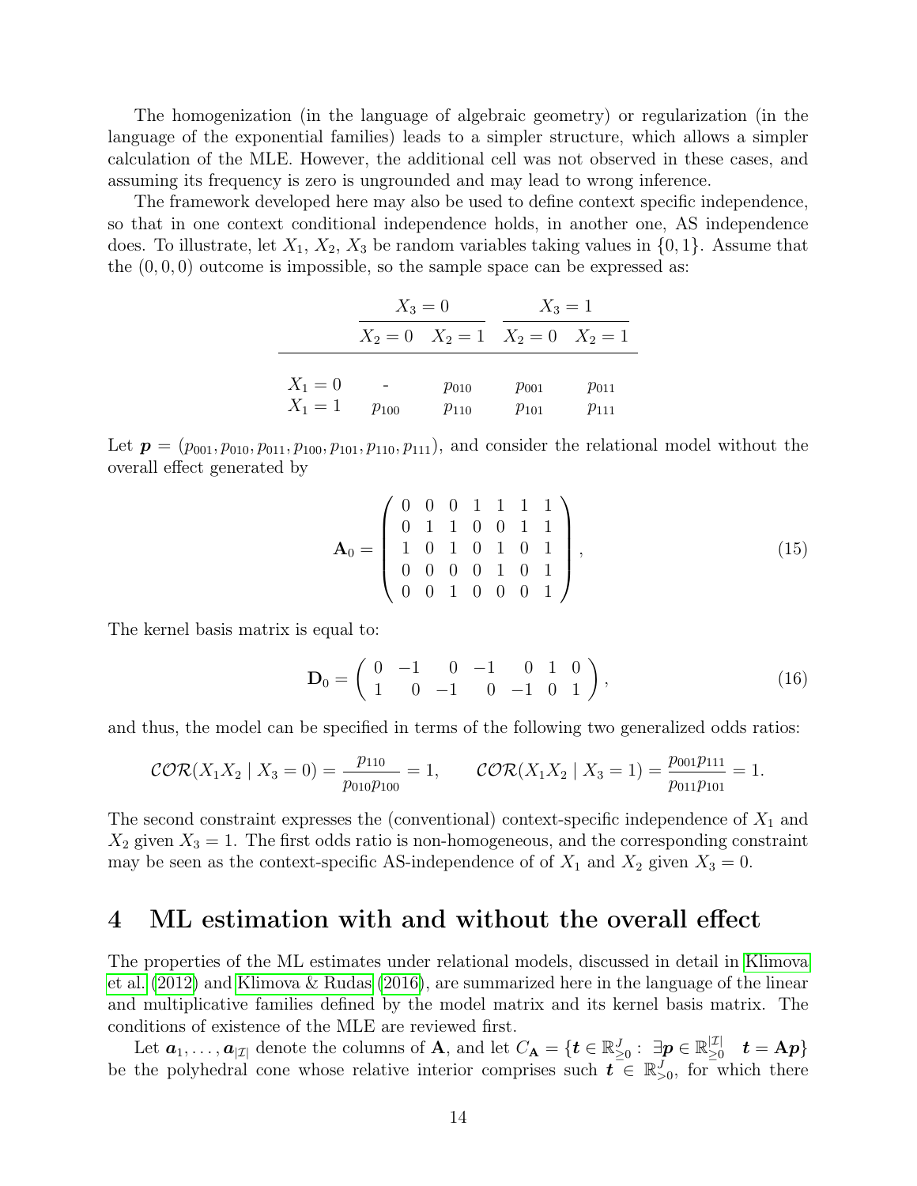The homogenization (in the language of algebraic geometry) or regularization (in the language of the exponential families) leads to a simpler structure, which allows a simpler calculation of the MLE. However, the additional cell was not observed in these cases, and assuming its frequency is zero is ungrounded and may lead to wrong inference.

The framework developed here may also be used to define context specific independence, so that in one context conditional independence holds, in another one, AS independence does. To illustrate, let $X_1$, $X_2$, $X_3$ be random variables taking values in $\{0, 1\}$. Assume that the $(0, 0, 0)$ outcome is impossible, so the sample space can be expressed as:

| | $X_3 = 0$ | | $X_3 = 1$ | |
|---|---|---|---|---|
| | $X_2 = 0$ | $X_2 = 1$ | $X_2 = 0$ | $X_2 = 1$ |
| $X_1 = 0$ | - | $p_{010}$ | $p_{001}$ | $p_{011}$ |
| $X_1 = 1$ | $p_{100}$ | $p_{110}$ | $p_{101}$ | $p_{111}$ |

Let $\boldsymbol{p} = (p_{001}, p_{010}, p_{011}, p_{100}, p_{101}, p_{110}, p_{111})$, and consider the relational model without the overall effect generated by

$$\mathbf{A}_0 = \begin{pmatrix} 0 & 0 & 0 & 1 & 1 & 1 & 1 \\ 0 & 1 & 1 & 0 & 0 & 1 & 1 \\ 1 & 0 & 1 & 0 & 1 & 0 & 1 \\ 0 & 0 & 0 & 0 & 1 & 0 & 1 \\ 0 & 0 & 1 & 0 & 0 & 0 & 1 \end{pmatrix}, \tag{15}$$

The kernel basis matrix is equal to:

$$\mathbf{D}_0 = \begin{pmatrix} 0 & -1 & 0 & -1 & 0 & 1 & 0 \\ 1 & 0 & -1 & 0 & -1 & 0 & 1 \end{pmatrix}, \tag{16}$$

and thus, the model can be specified in terms of the following two generalized odds ratios:

$$\mathcal{COR}(X_1X_2 \mid X_3 = 0) = \frac{p_{110}}{p_{010}p_{100}} = 1, \qquad \mathcal{COR}(X_1X_2 \mid X_3 = 1) = \frac{p_{001}p_{111}}{p_{011}p_{101}} = 1.$$

The second constraint expresses the (conventional) context-specific independence of $X_1$ and $X_2$ given $X_3 = 1$. The first odds ratio is non-homogeneous, and the corresponding constraint may be seen as the context-specific AS-independence of of $X_1$ and $X_2$ given $X_3 = 0$.

## 4 ML estimation with and without the overall effect

The properties of the ML estimates under relational models, discussed in detail in Klimova et al. (2012) and Klimova & Rudas (2016), are summarized here in the language of the linear and multiplicative families defined by the model matrix and its kernel basis matrix. The conditions of existence of the MLE are reviewed first.

Let $\boldsymbol{a}_1, \dots, \boldsymbol{a}_{|\mathcal{I}|}$ denote the columns of $\mathbf{A}$, and let $C_{\mathbf{A}} = \{\boldsymbol{t} \in \mathbb{R}^J_{\geq 0} : \exists \boldsymbol{p} \in \mathbb{R}^{|\mathcal{I}|}_{\geq 0} \quad \boldsymbol{t} = \mathbf{A}\boldsymbol{p}\}$ be the polyhedral cone whose relative interior comprises such $\boldsymbol{t} \in \mathbb{R}^J_{>0}$, for which there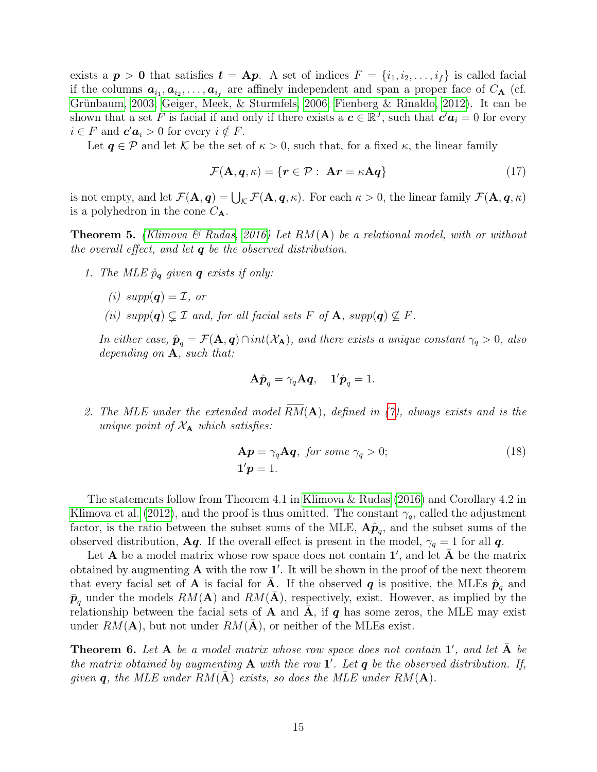exists a $\boldsymbol{p} > \boldsymbol{0}$ that satisfies $\boldsymbol{t} = \mathbf{A}\boldsymbol{p}$. A set of indices $F = \{i_1, i_2, \ldots, i_f\}$ is called facial if the columns $\boldsymbol{a}_{i_1}, \boldsymbol{a}_{i_2}, \ldots, \boldsymbol{a}_{i_f}$ are affinely independent and span a proper face of $C_{\mathbf{A}}$ (cf. Grünbaum, 2003; Geiger, Meek, & Sturmfels, 2006; Fienberg & Rinaldo, 2012). It can be shown that a set $F$ is facial if and only if there exists a $\boldsymbol{c} \in \mathbb{R}^J$, such that $\boldsymbol{c}'\boldsymbol{a}_i = 0$ for every $i \in F$ and $\boldsymbol{c}'\boldsymbol{a}_i > 0$ for every $i \notin F$.

Let $\boldsymbol{q} \in \mathcal{P}$ and let $\mathcal{K}$ be the set of $\kappa > 0$, such that, for a fixed $\kappa$, the linear family

$$\mathcal{F}(\mathbf{A}, \boldsymbol{q}, \kappa) = \{\boldsymbol{r} \in \mathcal{P} : \ \mathbf{A}\boldsymbol{r} = \kappa \mathbf{A}\boldsymbol{q}\} \tag{17}$$

is not empty, and let $\mathcal{F}(\mathbf{A}, \boldsymbol{q}) = \bigcup_{\mathcal{K}} \mathcal{F}(\mathbf{A}, \boldsymbol{q}, \kappa)$. For each $\kappa > 0$, the linear family $\mathcal{F}(\mathbf{A}, \boldsymbol{q}, \kappa)$ is a polyhedron in the cone $C_{\mathbf{A}}$.

**Theorem 5.** *(Klimova & Rudas, 2016) Let $RM(\mathbf{A})$ be a relational model, with or without the overall effect, and let $\boldsymbol{q}$ be the observed distribution.*

1. *The MLE $\hat{p}_{\boldsymbol{q}}$ given $\boldsymbol{q}$ exists if only:*

   *(i) $supp(\boldsymbol{q}) = \mathcal{I}$, or*

   *(ii) $supp(\boldsymbol{q}) \subsetneq \mathcal{I}$ and, for all facial sets $F$ of $\mathbf{A}$, $supp(\boldsymbol{q}) \nsubseteq F$.*

   *In either case, $\hat{\boldsymbol{p}}_q = \mathcal{F}(\mathbf{A}, \boldsymbol{q}) \cap int(\mathcal{X}_{\mathbf{A}})$, and there exists a unique constant $\gamma_q > 0$, also depending on $\mathbf{A}$, such that:*

   $$\mathbf{A}\hat{\boldsymbol{p}}_q = \gamma_q \mathbf{A}\boldsymbol{q}, \quad \mathbf{1}'\hat{\boldsymbol{p}}_q = 1.$$

2. *The MLE under the extended model $\overline{RM}(\mathbf{A})$, defined in (7), always exists and is the unique point of $\mathcal{X}_{\mathbf{A}}$ which satisfies:*

   $$\begin{aligned} &\mathbf{A}\boldsymbol{p} = \gamma_q \mathbf{A}\boldsymbol{q}, \text{ for some } \gamma_q > 0; \\ &\mathbf{1}'\boldsymbol{p} = 1. \end{aligned} \tag{18}$$

The statements follow from Theorem 4.1 in Klimova & Rudas (2016) and Corollary 4.2 in Klimova et al. (2012), and the proof is thus omitted. The constant $\gamma_q$, called the adjustment factor, is the ratio between the subset sums of the MLE, $\mathbf{A}\hat{\boldsymbol{p}}_q$, and the subset sums of the observed distribution, $\mathbf{A}\boldsymbol{q}$. If the overall effect is present in the model, $\gamma_q = 1$ for all $\boldsymbol{q}$.

Let $\mathbf{A}$ be a model matrix whose row space does not contain $\mathbf{1}'$, and let $\bar{\mathbf{A}}$ be the matrix obtained by augmenting $\mathbf{A}$ with the row $\mathbf{1}'$. It will be shown in the proof of the next theorem that every facial set of $\mathbf{A}$ is facial for $\bar{\mathbf{A}}$. If the observed $\boldsymbol{q}$ is positive, the MLEs $\hat{\boldsymbol{p}}_q$ and $\bar{\boldsymbol{p}}_q$ under the models $RM(\mathbf{A})$ and $RM(\bar{\mathbf{A}})$, respectively, exist. However, as implied by the relationship between the facial sets of $\mathbf{A}$ and $\bar{\mathbf{A}}$, if $\boldsymbol{q}$ has some zeros, the MLE may exist under $RM(\mathbf{A})$, but not under $RM(\bar{\mathbf{A}})$, or neither of the MLEs exist.

**Theorem 6.** *Let $\mathbf{A}$ be a model matrix whose row space does not contain $\mathbf{1}'$, and let $\bar{\mathbf{A}}$ be the matrix obtained by augmenting $\mathbf{A}$ with the row $\mathbf{1}'$. Let $\boldsymbol{q}$ be the observed distribution. If, given $\boldsymbol{q}$, the MLE under $RM(\bar{\mathbf{A}})$ exists, so does the MLE under $RM(\mathbf{A})$.*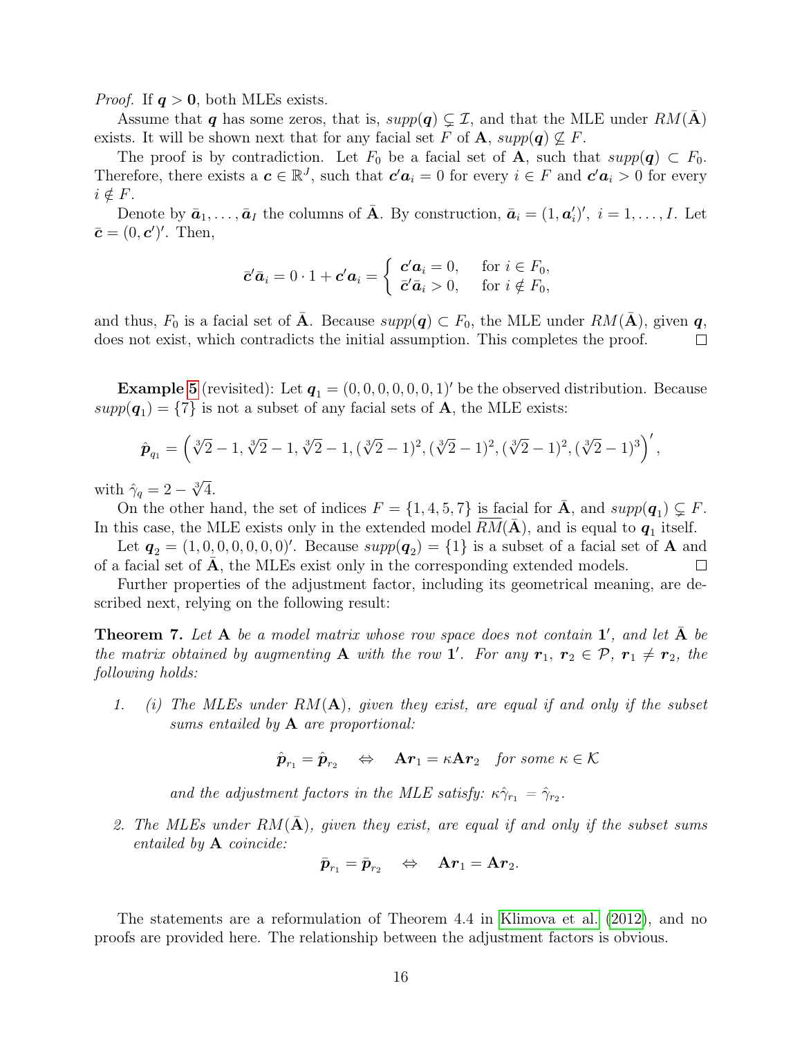*Proof.* If $\boldsymbol{q} > \boldsymbol{0}$, both MLEs exists.

Assume that $\boldsymbol{q}$ has some zeros, that is, $supp(\boldsymbol{q}) \subsetneq \mathcal{I}$, and that the MLE under $RM(\bar{\mathbf{A}})$ exists. It will be shown next that for any facial set $F$ of $\mathbf{A}$, $supp(\boldsymbol{q}) \not\subseteq F$.

The proof is by contradiction. Let $F_0$ be a facial set of $\mathbf{A}$, such that $supp(\boldsymbol{q}) \subset F_0$. Therefore, there exists a $\boldsymbol{c} \in \mathbb{R}^J$, such that $\boldsymbol{c}'\boldsymbol{a}_i = 0$ for every $i \in F$ and $\boldsymbol{c}'\boldsymbol{a}_i > 0$ for every $i \notin F$.

Denote by $\bar{\boldsymbol{a}}_1, \ldots, \bar{\boldsymbol{a}}_I$ the columns of $\bar{\mathbf{A}}$. By construction, $\bar{\boldsymbol{a}}_i = (1, \boldsymbol{a}_i')'$, $i = 1, \ldots, I$. Let $\bar{\boldsymbol{c}} = (0, \boldsymbol{c}')'$. Then,

$$\bar{\boldsymbol{c}}'\bar{\boldsymbol{a}}_i = 0 \cdot 1 + \boldsymbol{c}'\boldsymbol{a}_i = \begin{cases} \boldsymbol{c}'\boldsymbol{a}_i = 0, & \text{for } i \in F_0, \\ \bar{\boldsymbol{c}}'\bar{\boldsymbol{a}}_i > 0, & \text{for } i \notin F_0, \end{cases}$$

and thus, $F_0$ is a facial set of $\bar{\mathbf{A}}$. Because $supp(\boldsymbol{q}) \subset F_0$, the MLE under $RM(\bar{\mathbf{A}})$, given $\boldsymbol{q}$, does not exist, which contradicts the initial assumption. This completes the proof. □

**Example 5** (revisited): Let $\boldsymbol{q}_1 = (0, 0, 0, 0, 0, 0, 1)'$ be the observed distribution. Because $supp(\boldsymbol{q}_1) = \{7\}$ is not a subset of any facial sets of $\mathbf{A}$, the MLE exists:

$$\hat{\boldsymbol{p}}_{q_1} = \left(\sqrt[3]{2} - 1, \sqrt[3]{2} - 1, \sqrt[3]{2} - 1, (\sqrt[3]{2} - 1)^2, (\sqrt[3]{2} - 1)^2, (\sqrt[3]{2} - 1)^2, (\sqrt[3]{2} - 1)^3\right)',$$

with $\hat{\gamma}_q = 2 - \sqrt[3]{4}$.

On the other hand, the set of indices $F = \{1, 4, 5, 7\}$ is facial for $\bar{\mathbf{A}}$, and $supp(\boldsymbol{q}_1) \subsetneq F$. In this case, the MLE exists only in the extended model $\overline{RM}(\bar{\mathbf{A}})$, and is equal to $\boldsymbol{q}_1$ itself.

Let $\boldsymbol{q}_2 = (1, 0, 0, 0, 0, 0, 0)'$. Because $supp(\boldsymbol{q}_2) = \{1\}$ is a subset of a facial set of $\mathbf{A}$ and of a facial set of $\bar{\mathbf{A}}$, the MLEs exist only in the corresponding extended models. □

Further properties of the adjustment factor, including its geometrical meaning, are described next, relying on the following result:

**Theorem 7.** *Let $\mathbf{A}$ be a model matrix whose row space does not contain $\mathbf{1}'$, and let $\bar{\mathbf{A}}$ be the matrix obtained by augmenting $\mathbf{A}$ with the row $\mathbf{1}'$. For any $\boldsymbol{r}_1, \boldsymbol{r}_2 \in \mathcal{P}$, $\boldsymbol{r}_1 \neq \boldsymbol{r}_2$, the following holds:*

1. *(i) The MLEs under $RM(\mathbf{A})$, given they exist, are equal if and only if the subset sums entailed by $\mathbf{A}$ are proportional:*

   $$\hat{\boldsymbol{p}}_{r_1} = \hat{\boldsymbol{p}}_{r_2} \quad \Leftrightarrow \quad \mathbf{A}\boldsymbol{r}_1 = \kappa\mathbf{A}\boldsymbol{r}_2 \quad \textit{for some } \kappa \in \mathcal{K}$$

   *and the adjustment factors in the MLE satisfy: $\kappa\hat{\gamma}_{r_1} = \hat{\gamma}_{r_2}$.*

2. *The MLEs under $RM(\bar{\mathbf{A}})$, given they exist, are equal if and only if the subset sums entailed by $\mathbf{A}$ coincide:*

   $$\bar{\boldsymbol{p}}_{r_1} = \bar{\boldsymbol{p}}_{r_2} \quad \Leftrightarrow \quad \mathbf{A}\boldsymbol{r}_1 = \mathbf{A}\boldsymbol{r}_2.$$

The statements are a reformulation of Theorem 4.4 in Klimova et al. (2012), and no proofs are provided here. The relationship between the adjustment factors is obvious.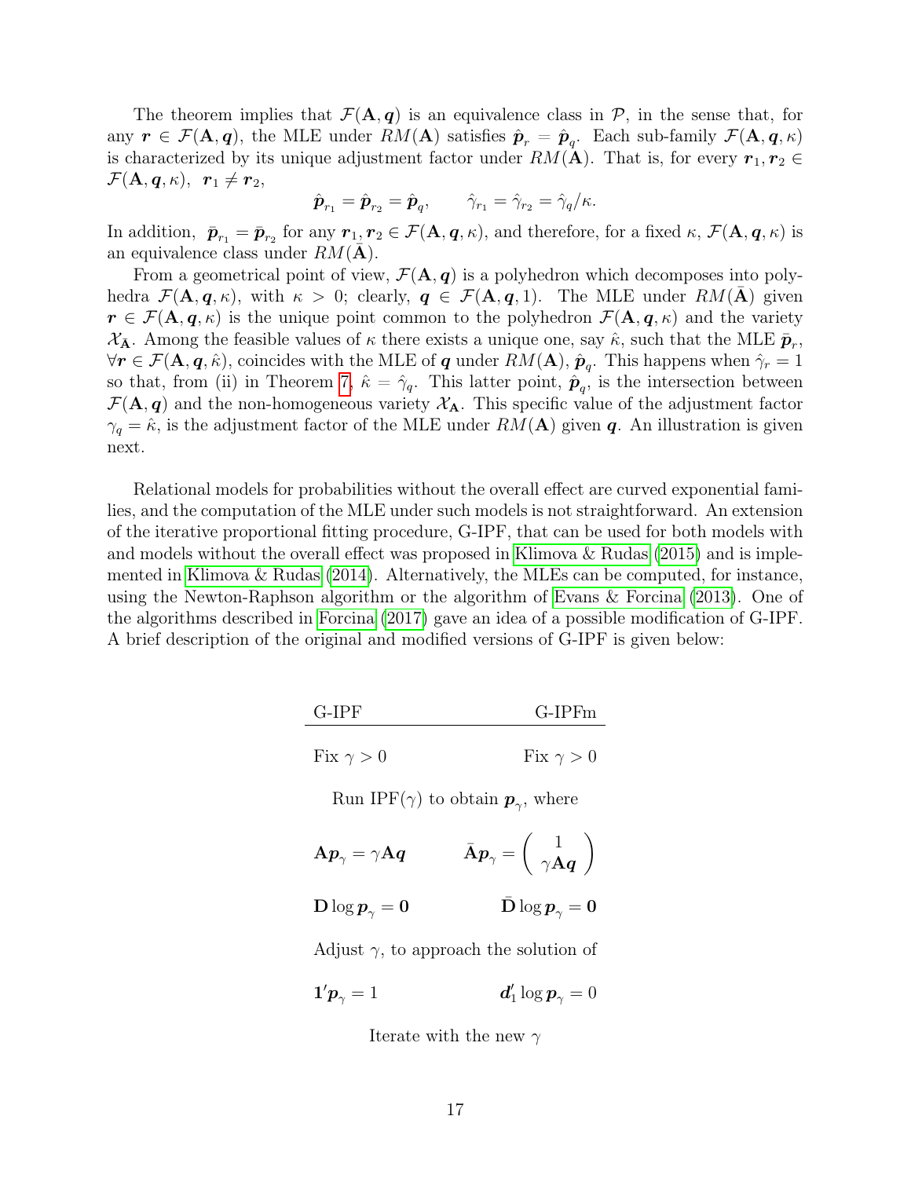The theorem implies that $\mathcal{F}(\mathbf{A}, \boldsymbol{q})$ is an equivalence class in $\mathcal{P}$, in the sense that, for any $\boldsymbol{r} \in \mathcal{F}(\mathbf{A}, \boldsymbol{q})$, the MLE under $RM(\mathbf{A})$ satisfies $\hat{\boldsymbol{p}}_r = \hat{\boldsymbol{p}}_q$. Each sub-family $\mathcal{F}(\mathbf{A}, \boldsymbol{q}, \kappa)$ is characterized by its unique adjustment factor under $RM(\mathbf{A})$. That is, for every $\boldsymbol{r}_1, \boldsymbol{r}_2 \in \mathcal{F}(\mathbf{A}, \boldsymbol{q}, \kappa)$, $\boldsymbol{r}_1 \neq \boldsymbol{r}_2$,

$$\hat{\boldsymbol{p}}_{r_1} = \hat{\boldsymbol{p}}_{r_2} = \hat{\boldsymbol{p}}_q, \qquad \hat{\gamma}_{r_1} = \hat{\gamma}_{r_2} = \hat{\gamma}_q / \kappa.$$

In addition, $\bar{\boldsymbol{p}}_{r_1} = \bar{\boldsymbol{p}}_{r_2}$ for any $\boldsymbol{r}_1, \boldsymbol{r}_2 \in \mathcal{F}(\mathbf{A}, \boldsymbol{q}, \kappa)$, and therefore, for a fixed $\kappa$, $\mathcal{F}(\mathbf{A}, \boldsymbol{q}, \kappa)$ is an equivalence class under $RM(\bar{\mathbf{A}})$.

From a geometrical point of view, $\mathcal{F}(\mathbf{A}, \boldsymbol{q})$ is a polyhedron which decomposes into polyhedra $\mathcal{F}(\mathbf{A}, \boldsymbol{q}, \kappa)$, with $\kappa > 0$; clearly, $\boldsymbol{q} \in \mathcal{F}(\mathbf{A}, \boldsymbol{q}, 1)$. The MLE under $RM(\bar{\mathbf{A}})$ given $\boldsymbol{r} \in \mathcal{F}(\mathbf{A}, \boldsymbol{q}, \kappa)$ is the unique point common to the polyhedron $\mathcal{F}(\mathbf{A}, \boldsymbol{q}, \kappa)$ and the variety $\mathcal{X}_{\bar{\mathbf{A}}}$. Among the feasible values of $\kappa$ there exists a unique one, say $\hat{\kappa}$, such that the MLE $\bar{\boldsymbol{p}}_r$, $\forall \boldsymbol{r} \in \mathcal{F}(\mathbf{A}, \boldsymbol{q}, \hat{\kappa})$, coincides with the MLE of $\boldsymbol{q}$ under $RM(\mathbf{A})$, $\hat{\boldsymbol{p}}_q$. This happens when $\hat{\gamma}_r = 1$ so that, from (ii) in Theorem 7, $\hat{\kappa} = \hat{\gamma}_q$. This latter point, $\hat{\boldsymbol{p}}_q$, is the intersection between $\mathcal{F}(\mathbf{A}, \boldsymbol{q})$ and the non-homogeneous variety $\mathcal{X}_{\mathbf{A}}$. This specific value of the adjustment factor $\gamma_q = \hat{\kappa}$, is the adjustment factor of the MLE under $RM(\mathbf{A})$ given $\boldsymbol{q}$. An illustration is given next.

Relational models for probabilities without the overall effect are curved exponential families, and the computation of the MLE under such models is not straightforward. An extension of the iterative proportional fitting procedure, G-IPF, that can be used for both models with and models without the overall effect was proposed in Klimova & Rudas (2015) and is implemented in Klimova & Rudas (2014). Alternatively, the MLEs can be computed, for instance, using the Newton-Raphson algorithm or the algorithm of Evans & Forcina (2013). One of the algorithms described in Forcina (2017) gave an idea of a possible modification of G-IPF. A brief description of the original and modified versions of G-IPF is given below:

| G-IPF | G-IPFm |
|---|---|
| Fix $\gamma > 0$ | Fix $\gamma > 0$ |
| Run IPF($\gamma$) to obtain $\boldsymbol{p}_\gamma$, where | |
| $\mathbf{A}\boldsymbol{p}_\gamma = \gamma \mathbf{A}\boldsymbol{q}$ | $\bar{\mathbf{A}}\boldsymbol{p}_\gamma = \begin{pmatrix} 1 \\ \gamma \mathbf{A}\boldsymbol{q} \end{pmatrix}$ |
| $\mathbf{D} \log \boldsymbol{p}_\gamma = \mathbf{0}$ | $\bar{\mathbf{D}} \log \boldsymbol{p}_\gamma = \mathbf{0}$ |
| Adjust $\gamma$, to approach the solution of | |
| $\mathbf{1}'\boldsymbol{p}_\gamma = 1$ | $\boldsymbol{d}_1' \log \boldsymbol{p}_\gamma = 0$ |
| Iterate with the new $\gamma$ | |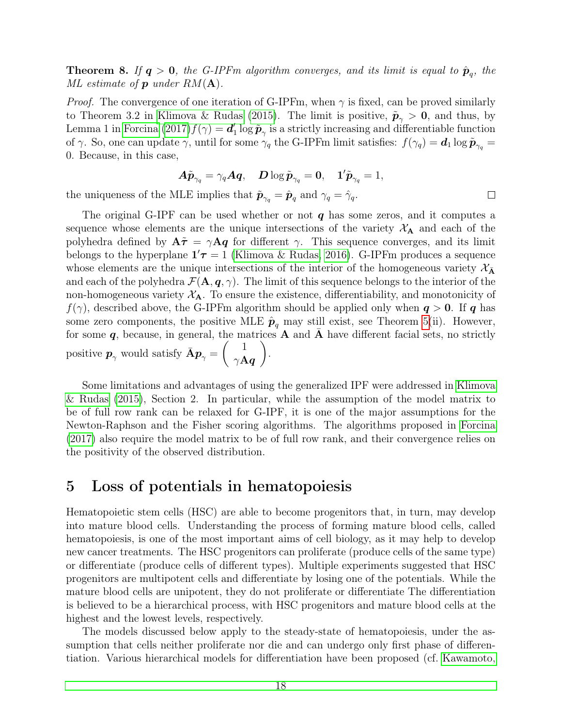**Theorem 8.** *If $\boldsymbol{q} > \mathbf{0}$, the G-IPFm algorithm converges, and its limit is equal to $\hat{\boldsymbol{p}}_q$, the ML estimate of $\boldsymbol{p}$ under $RM(\mathbf{A})$.*

*Proof.* The convergence of one iteration of G-IPFm, when $\gamma$ is fixed, can be proved similarly to Theorem 3.2 in Klimova & Rudas (2015). The limit is positive, $\tilde{\boldsymbol{p}}_\gamma > \mathbf{0}$, and thus, by Lemma 1 in Forcina (2017) $f(\gamma) = \boldsymbol{d}_1' \log \tilde{\boldsymbol{p}}_\gamma$ is a strictly increasing and differentiable function of $\gamma$. So, one can update $\gamma$, until for some $\gamma_q$ the G-IPFm limit satisfies: $f(\gamma_q) = \boldsymbol{d}_1 \log \tilde{\boldsymbol{p}}_{\gamma_q} = 0$. Because, in this case,

$$\boldsymbol{A}\tilde{\boldsymbol{p}}_{\gamma_q} = \gamma_q \boldsymbol{A}\boldsymbol{q}, \quad \boldsymbol{D}\log\tilde{\boldsymbol{p}}_{\gamma_q} = \mathbf{0}, \quad \mathbf{1}'\tilde{\boldsymbol{p}}_{\gamma_q} = 1,$$

the uniqueness of the MLE implies that $\tilde{\boldsymbol{p}}_{\gamma_q} = \hat{\boldsymbol{p}}_q$ and $\gamma_q = \hat{\gamma}_q$. □

The original G-IPF can be used whether or not $\boldsymbol{q}$ has some zeros, and it computes a sequence whose elements are the unique intersections of the variety $\mathcal{X}_{\mathbf{A}}$ and each of the polyhedra defined by $\mathbf{A}\tilde{\boldsymbol{\tau}} = \gamma\mathbf{A}\boldsymbol{q}$ for different $\gamma$. This sequence converges, and its limit belongs to the hyperplane $\mathbf{1}'\boldsymbol{\tau} = 1$ (Klimova & Rudas, 2016). G-IPFm produces a sequence whose elements are the unique intersections of the interior of the homogeneous variety $\mathcal{X}_{\bar{\mathbf{A}}}$ and each of the polyhedra $\mathcal{F}(\mathbf{A}, \boldsymbol{q}, \gamma)$. The limit of this sequence belongs to the interior of the non-homogeneous variety $\mathcal{X}_{\mathbf{A}}$. To ensure the existence, differentiability, and monotonicity of $f(\gamma)$, described above, the G-IPFm algorithm should be applied only when $\boldsymbol{q} > \mathbf{0}$. If $\boldsymbol{q}$ has some zero components, the positive MLE $\hat{\boldsymbol{p}}_q$ may still exist, see Theorem 5(ii). However, for some $\boldsymbol{q}$, because, in general, the matrices $\mathbf{A}$ and $\bar{\mathbf{A}}$ have different facial sets, no strictly positive $\boldsymbol{p}_\gamma$ would satisfy $\bar{\mathbf{A}}\boldsymbol{p}_\gamma = \begin{pmatrix} 1 \\ \gamma\mathbf{A}\boldsymbol{q} \end{pmatrix}$.

Some limitations and advantages of using the generalized IPF were addressed in Klimova & Rudas (2015), Section 2. In particular, while the assumption of the model matrix to be of full row rank can be relaxed for G-IPF, it is one of the major assumptions for the Newton-Raphson and the Fisher scoring algorithms. The algorithms proposed in Forcina (2017) also require the model matrix to be of full row rank, and their convergence relies on the positivity of the observed distribution.

# 5 Loss of potentials in hematopoiesis

Hematopoietic stem cells (HSC) are able to become progenitors that, in turn, may develop into mature blood cells. Understanding the process of forming mature blood cells, called hematopoiesis, is one of the most important aims of cell biology, as it may help to develop new cancer treatments. The HSC progenitors can proliferate (produce cells of the same type) or differentiate (produce cells of different types). Multiple experiments suggested that HSC progenitors are multipotent cells and differentiate by losing one of the potentials. While the mature blood cells are unipotent, they do not proliferate or differentiate The differentiation is believed to be a hierarchical process, with HSC progenitors and mature blood cells at the highest and the lowest levels, respectively.

The models discussed below apply to the steady-state of hematopoiesis, under the assumption that cells neither proliferate nor die and can undergo only first phase of differentiation. Various hierarchical models for differentiation have been proposed (cf. Kawamoto,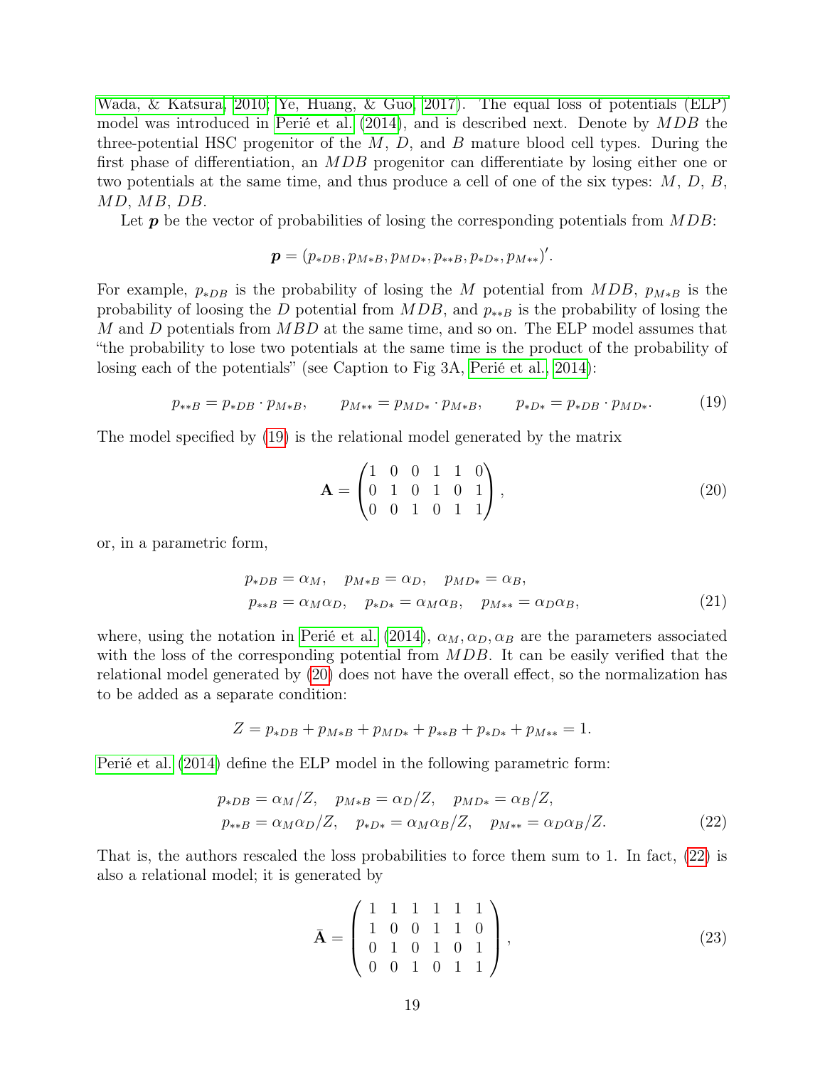Wada, & Katsura, 2010; Ye, Huang, & Guo, 2017). The equal loss of potentials (ELP) model was introduced in Perié et al. (2014), and is described next. Denote by $MDB$ the three-potential HSC progenitor of the $M$, $D$, and $B$ mature blood cell types. During the first phase of differentiation, an $MDB$ progenitor can differentiate by losing either one or two potentials at the same time, and thus produce a cell of one of the six types: $M$, $D$, $B$, $MD$, $MB$, $DB$.

Let $\boldsymbol{p}$ be the vector of probabilities of losing the corresponding potentials from $MDB$:

$$\boldsymbol{p} = (p_{*DB}, p_{M*B}, p_{MD*}, p_{**B}, p_{*D*}, p_{M**})'.$$

For example, $p_{*DB}$ is the probability of losing the $M$ potential from $MDB$, $p_{M*B}$ is the probability of loosing the $D$ potential from $MDB$, and $p_{**B}$ is the probability of losing the $M$ and $D$ potentials from $MBD$ at the same time, and so on. The ELP model assumes that "the probability to lose two potentials at the same time is the product of the probability of losing each of the potentials" (see Caption to Fig 3A, Perié et al., 2014):

$$p_{**B} = p_{*DB} \cdot p_{M*B}, \qquad p_{M**} = p_{MD*} \cdot p_{M*B}, \qquad p_{*D*} = p_{*DB} \cdot p_{MD*}. \tag{19}$$

The model specified by (19) is the relational model generated by the matrix

$$\mathbf{A} = \begin{pmatrix} 1 & 0 & 0 & 1 & 1 & 0 \\ 0 & 1 & 0 & 1 & 0 & 1 \\ 0 & 0 & 1 & 0 & 1 & 1 \end{pmatrix}, \tag{20}$$

or, in a parametric form,

$$\begin{aligned} p_{*DB} &= \alpha_M, \quad p_{M*B} = \alpha_D, \quad p_{MD*} = \alpha_B, \\ p_{**B} &= \alpha_M \alpha_D, \quad p_{*D*} = \alpha_M \alpha_B, \quad p_{M**} = \alpha_D \alpha_B, \end{aligned} \tag{21}$$

where, using the notation in Perié et al. (2014), $\alpha_M, \alpha_D, \alpha_B$ are the parameters associated with the loss of the corresponding potential from $MDB$. It can be easily verified that the relational model generated by (20) does not have the overall effect, so the normalization has to be added as a separate condition:

$$Z = p_{*DB} + p_{M*B} + p_{MD*} + p_{**B} + p_{*D*} + p_{M**} = 1.$$

Perié et al. (2014) define the ELP model in the following parametric form:

$$\begin{aligned} p_{*DB} &= \alpha_M / Z, \quad p_{M*B} = \alpha_D / Z, \quad p_{MD*} = \alpha_B / Z, \\ p_{**B} &= \alpha_M \alpha_D / Z, \quad p_{*D*} = \alpha_M \alpha_B / Z, \quad p_{M**} = \alpha_D \alpha_B / Z. \end{aligned} \tag{22}$$

That is, the authors rescaled the loss probabilities to force them sum to 1. In fact, (22) is also a relational model; it is generated by

$$\bar{\mathbf{A}} = \begin{pmatrix} 1 & 1 & 1 & 1 & 1 & 1 \\ 1 & 0 & 0 & 1 & 1 & 0 \\ 0 & 1 & 0 & 1 & 0 & 1 \\ 0 & 0 & 1 & 0 & 1 & 1 \end{pmatrix}, \tag{23}$$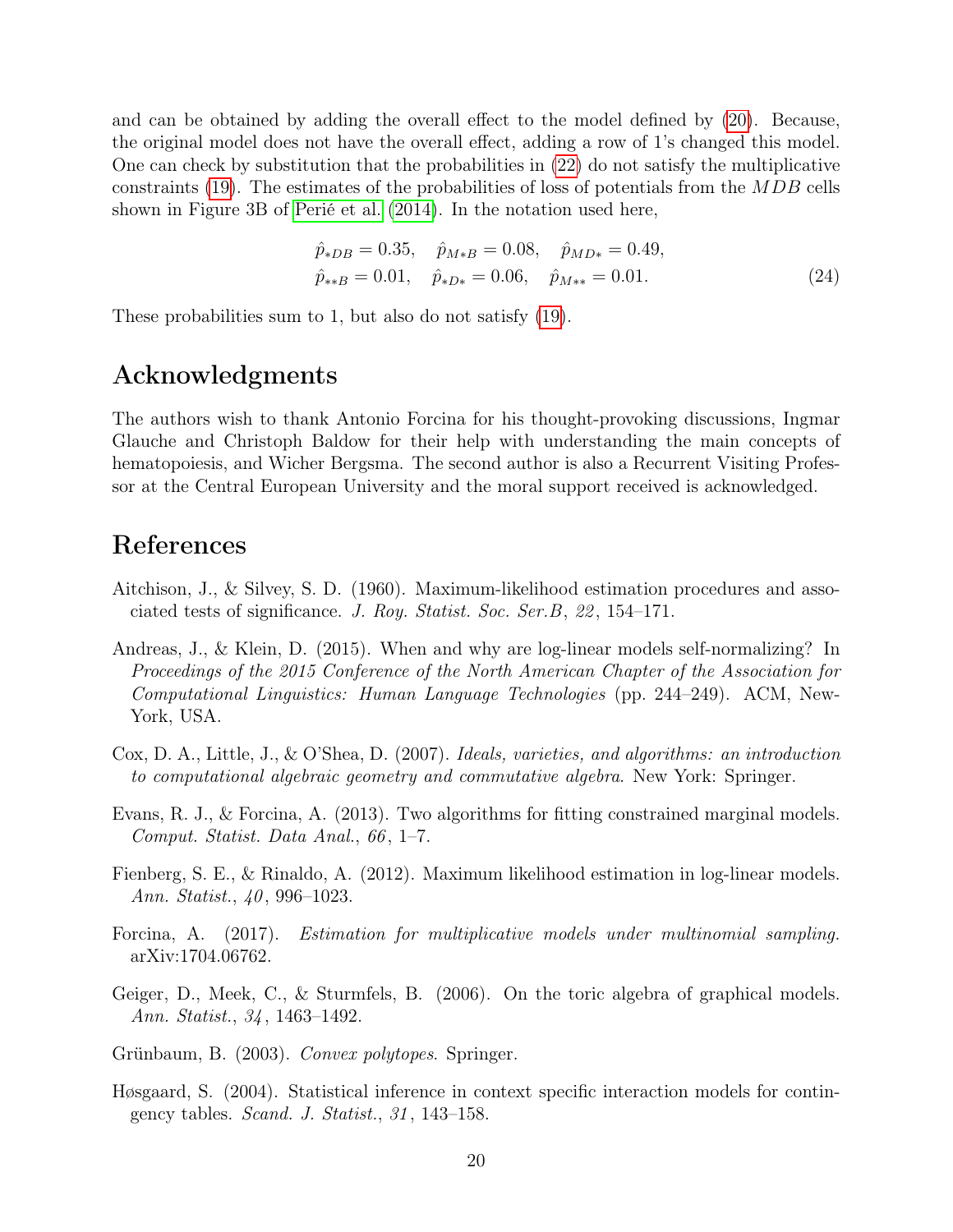and can be obtained by adding the overall effect to the model defined by (20). Because, the original model does not have the overall effect, adding a row of 1's changed this model. One can check by substitution that the probabilities in (22) do not satisfy the multiplicative constraints (19). The estimates of the probabilities of loss of potentials from the $MDB$ cells shown in Figure 3B of Perié et al. (2014). In the notation used here,

$$
\begin{aligned}
&\hat{p}_{*DB} = 0.35, \quad \hat{p}_{M*B} = 0.08, \quad \hat{p}_{MD*} = 0.49, \\
&\hat{p}_{**B} = 0.01, \quad \hat{p}_{*D*} = 0.06, \quad \hat{p}_{M**} = 0.01.
\end{aligned} \tag{24}
$$

These probabilities sum to 1, but also do not satisfy (19).

## Acknowledgments

The authors wish to thank Antonio Forcina for his thought-provoking discussions, Ingmar Glauche and Christoph Baldow for their help with understanding the main concepts of hematopoiesis, and Wicher Bergsma. The second author is also a Recurrent Visiting Professor at the Central European University and the moral support received is acknowledged.

## References

Aitchison, J., & Silvey, S. D. (1960). Maximum-likelihood estimation procedures and associated tests of significance. *J. Roy. Statist. Soc. Ser.B*, *22*, 154–171.

Andreas, J., & Klein, D. (2015). When and why are log-linear models self-normalizing? In *Proceedings of the 2015 Conference of the North American Chapter of the Association for Computational Linguistics: Human Language Technologies* (pp. 244–249). ACM, New-York, USA.

Cox, D. A., Little, J., & O'Shea, D. (2007). *Ideals, varieties, and algorithms: an introduction to computational algebraic geometry and commutative algebra*. New York: Springer.

Evans, R. J., & Forcina, A. (2013). Two algorithms for fitting constrained marginal models. *Comput. Statist. Data Anal.*, *66*, 1–7.

Fienberg, S. E., & Rinaldo, A. (2012). Maximum likelihood estimation in log-linear models. *Ann. Statist.*, *40*, 996–1023.

Forcina, A. (2017). *Estimation for multiplicative models under multinomial sampling.* arXiv:1704.06762.

Geiger, D., Meek, C., & Sturmfels, B. (2006). On the toric algebra of graphical models. *Ann. Statist.*, *34*, 1463–1492.

Grünbaum, B. (2003). *Convex polytopes*. Springer.

Høsgaard, S. (2004). Statistical inference in context specific interaction models for contingency tables. *Scand. J. Statist.*, *31*, 143–158.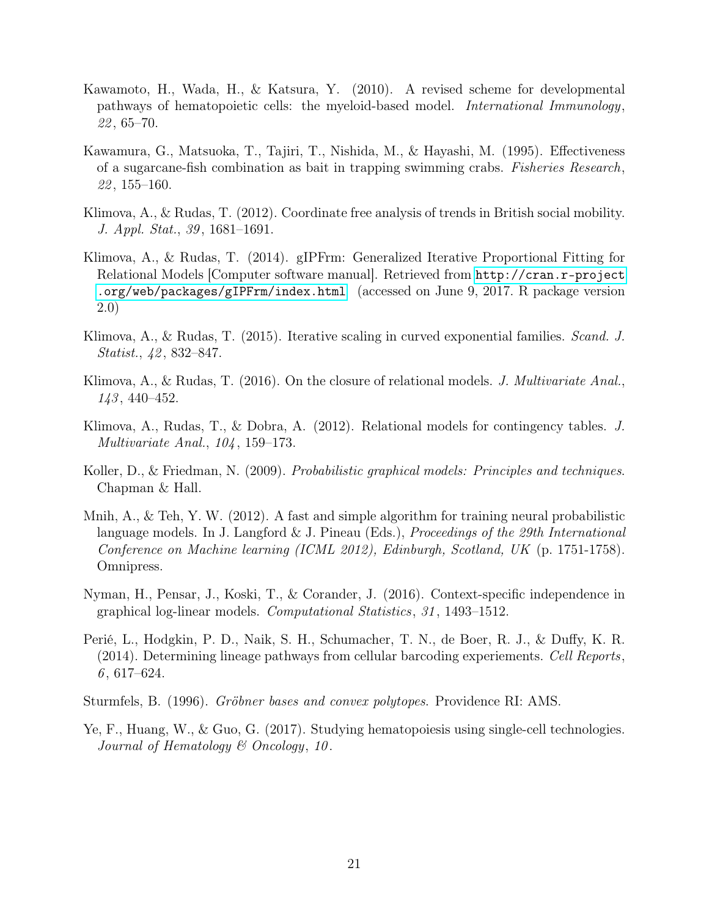Kawamoto, H., Wada, H., & Katsura, Y. (2010). A revised scheme for developmental pathways of hematopoietic cells: the myeloid-based model. *International Immunology*, *22*, 65–70.

Kawamura, G., Matsuoka, T., Tajiri, T., Nishida, M., & Hayashi, M. (1995). Effectiveness of a sugarcane-fish combination as bait in trapping swimming crabs. *Fisheries Research*, *22*, 155–160.

Klimova, A., & Rudas, T. (2012). Coordinate free analysis of trends in British social mobility. *J. Appl. Stat.*, *39*, 1681–1691.

Klimova, A., & Rudas, T. (2014). gIPFrm: Generalized Iterative Proportional Fitting for Relational Models [Computer software manual]. Retrieved from `http://cran.r-project.org/web/packages/gIPFrm/index.html` (accessed on June 9, 2017. R package version 2.0)

Klimova, A., & Rudas, T. (2015). Iterative scaling in curved exponential families. *Scand. J. Statist.*, *42*, 832–847.

Klimova, A., & Rudas, T. (2016). On the closure of relational models. *J. Multivariate Anal.*, *143*, 440–452.

Klimova, A., Rudas, T., & Dobra, A. (2012). Relational models for contingency tables. *J. Multivariate Anal.*, *104*, 159–173.

Koller, D., & Friedman, N. (2009). *Probabilistic graphical models: Principles and techniques*. Chapman & Hall.

Mnih, A., & Teh, Y. W. (2012). A fast and simple algorithm for training neural probabilistic language models. In J. Langford & J. Pineau (Eds.), *Proceedings of the 29th International Conference on Machine learning (ICML 2012), Edinburgh, Scotland, UK* (p. 1751-1758). Omnipress.

Nyman, H., Pensar, J., Koski, T., & Corander, J. (2016). Context-specific independence in graphical log-linear models. *Computational Statistics*, *31*, 1493–1512.

Perié, L., Hodgkin, P. D., Naik, S. H., Schumacher, T. N., de Boer, R. J., & Duffy, K. R. (2014). Determining lineage pathways from cellular barcoding experiements. *Cell Reports*, *6*, 617–624.

Sturmfels, B. (1996). *Gröbner bases and convex polytopes*. Providence RI: AMS.

Ye, F., Huang, W., & Guo, G. (2017). Studying hematopoiesis using single-cell technologies. *Journal of Hematology & Oncology*, *10*.